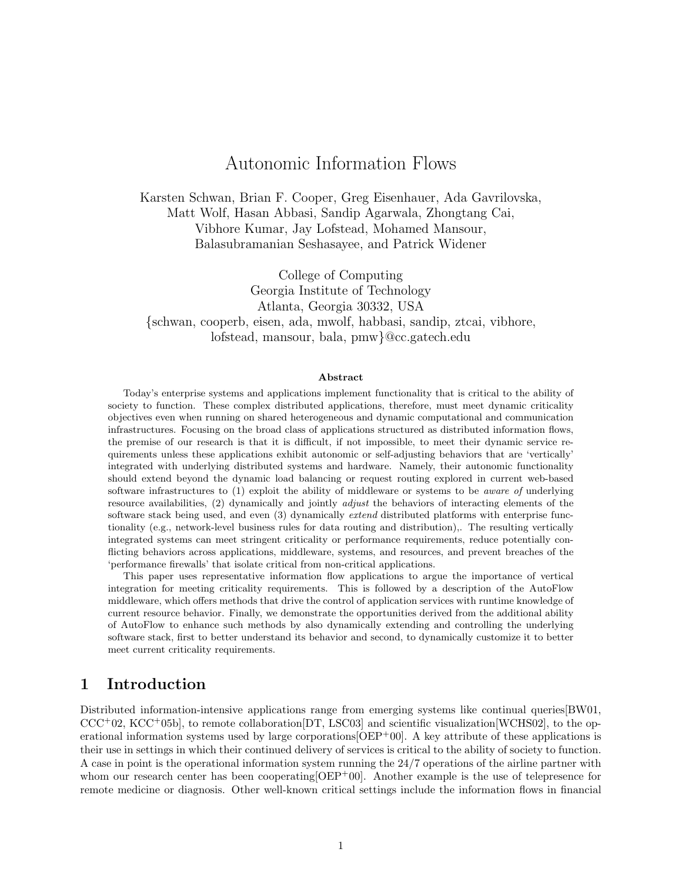# Autonomic Information Flows

Karsten Schwan, Brian F. Cooper, Greg Eisenhauer, Ada Gavrilovska, Matt Wolf, Hasan Abbasi, Sandip Agarwala, Zhongtang Cai, Vibhore Kumar, Jay Lofstead, Mohamed Mansour, Balasubramanian Seshasayee, and Patrick Widener

College of Computing
Georgia Institute of Technology
Atlanta, Georgia 30332, USA
{schwan, cooperb, eisen, ada, mwolf, habbasi, sandip, ztcai, vibhore, lofstead, mansour, bala, pmw}@cc.gatech.edu

**Abstract**

Today's enterprise systems and applications implement functionality that is critical to the ability of society to function. These complex distributed applications, therefore, must meet dynamic criticality objectives even when running on shared heterogeneous and dynamic computational and communication infrastructures. Focusing on the broad class of applications structured as distributed information flows, the premise of our research is that it is difficult, if not impossible, to meet their dynamic service requirements unless these applications exhibit autonomic or self-adjusting behaviors that are 'vertically' integrated with underlying distributed systems and hardware. Namely, their autonomic functionality should extend beyond the dynamic load balancing or request routing explored in current web-based software infrastructures to (1) exploit the ability of middleware or systems to be *aware of* underlying resource availabilities, (2) dynamically and jointly *adjust* the behaviors of interacting elements of the software stack being used, and even (3) dynamically *extend* distributed platforms with enterprise functionality (e.g., network-level business rules for data routing and distribution),. The resulting vertically integrated systems can meet stringent criticality or performance requirements, reduce potentially conflicting behaviors across applications, middleware, systems, and resources, and prevent breaches of the 'performance firewalls' that isolate critical from non-critical applications.

This paper uses representative information flow applications to argue the importance of vertical integration for meeting criticality requirements. This is followed by a description of the AutoFlow middleware, which offers methods that drive the control of application services with runtime knowledge of current resource behavior. Finally, we demonstrate the opportunities derived from the additional ability of AutoFlow to enhance such methods by also dynamically extending and controlling the underlying software stack, first to better understand its behavior and second, to dynamically customize it to better meet current criticality requirements.

## 1 Introduction

Distributed information-intensive applications range from emerging systems like continual queries[BW01, CCC+02, KCC+05b], to remote collaboration[DT, LSC03] and scientific visualization[WCHS02], to the operational information systems used by large corporations[OEP+00]. A key attribute of these applications is their use in settings in which their continued delivery of services is critical to the ability of society to function. A case in point is the operational information system running the 24/7 operations of the airline partner with whom our research center has been cooperating[OEP+00]. Another example is the use of telepresence for remote medicine or diagnosis. Other well-known critical settings include the information flows in financial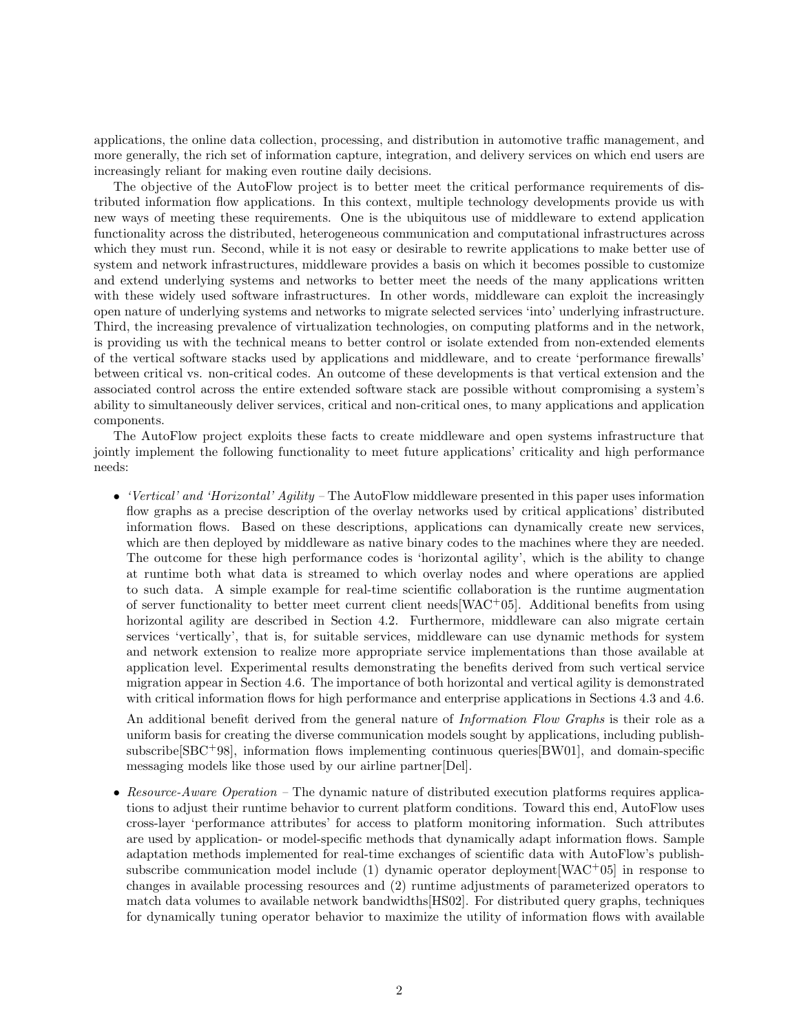applications, the online data collection, processing, and distribution in automotive traffic management, and more generally, the rich set of information capture, integration, and delivery services on which end users are increasingly reliant for making even routine daily decisions.

The objective of the AutoFlow project is to better meet the critical performance requirements of distributed information flow applications. In this context, multiple technology developments provide us with new ways of meeting these requirements. One is the ubiquitous use of middleware to extend application functionality across the distributed, heterogeneous communication and computational infrastructures across which they must run. Second, while it is not easy or desirable to rewrite applications to make better use of system and network infrastructures, middleware provides a basis on which it becomes possible to customize and extend underlying systems and networks to better meet the needs of the many applications written with these widely used software infrastructures. In other words, middleware can exploit the increasingly open nature of underlying systems and networks to migrate selected services 'into' underlying infrastructure. Third, the increasing prevalence of virtualization technologies, on computing platforms and in the network, is providing us with the technical means to better control or isolate extended from non-extended elements of the vertical software stacks used by applications and middleware, and to create 'performance firewalls' between critical vs. non-critical codes. An outcome of these developments is that vertical extension and the associated control across the entire extended software stack are possible without compromising a system's ability to simultaneously deliver services, critical and non-critical ones, to many applications and application components.

The AutoFlow project exploits these facts to create middleware and open systems infrastructure that jointly implement the following functionality to meet future applications' criticality and high performance needs:

- *'Vertical' and 'Horizontal' Agility* – The AutoFlow middleware presented in this paper uses information flow graphs as a precise description of the overlay networks used by critical applications' distributed information flows. Based on these descriptions, applications can dynamically create new services, which are then deployed by middleware as native binary codes to the machines where they are needed. The outcome for these high performance codes is 'horizontal agility', which is the ability to change at runtime both what data is streamed to which overlay nodes and where operations are applied to such data. A simple example for real-time scientific collaboration is the runtime augmentation of server functionality to better meet current client needs[WAC+05]. Additional benefits from using horizontal agility are described in Section 4.2. Furthermore, middleware can also migrate certain services 'vertically', that is, for suitable services, middleware can use dynamic methods for system and network extension to realize more appropriate service implementations than those available at application level. Experimental results demonstrating the benefits derived from such vertical service migration appear in Section 4.6. The importance of both horizontal and vertical agility is demonstrated with critical information flows for high performance and enterprise applications in Sections 4.3 and 4.6.

  An additional benefit derived from the general nature of *Information Flow Graphs* is their role as a uniform basis for creating the diverse communication models sought by applications, including publish-subscribe[SBC+98], information flows implementing continuous queries[BW01], and domain-specific messaging models like those used by our airline partner[Del].

- *Resource-Aware Operation* – The dynamic nature of distributed execution platforms requires applications to adjust their runtime behavior to current platform conditions. Toward this end, AutoFlow uses cross-layer 'performance attributes' for access to platform monitoring information. Such attributes are used by application- or model-specific methods that dynamically adapt information flows. Sample adaptation methods implemented for real-time exchanges of scientific data with AutoFlow's publish-subscribe communication model include (1) dynamic operator deployment[WAC+05] in response to changes in available processing resources and (2) runtime adjustments of parameterized operators to match data volumes to available network bandwidths[HS02]. For distributed query graphs, techniques for dynamically tuning operator behavior to maximize the utility of information flows with available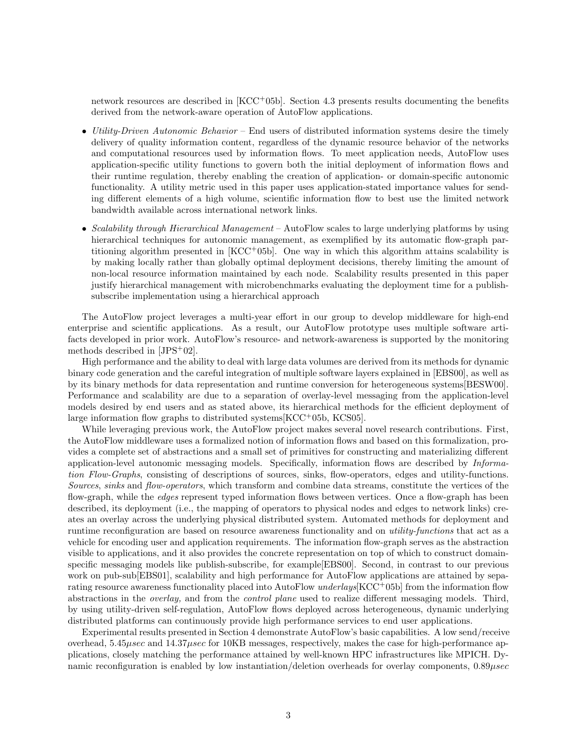network resources are described in [KCC+05b]. Section 4.3 presents results documenting the benefits derived from the network-aware operation of AutoFlow applications.

- *Utility-Driven Autonomic Behavior* – End users of distributed information systems desire the timely delivery of quality information content, regardless of the dynamic resource behavior of the networks and computational resources used by information flows. To meet application needs, AutoFlow uses application-specific utility functions to govern both the initial deployment of information flows and their runtime regulation, thereby enabling the creation of application- or domain-specific autonomic functionality. A utility metric used in this paper uses application-stated importance values for sending different elements of a high volume, scientific information flow to best use the limited network bandwidth available across international network links.
- *Scalability through Hierarchical Management* – AutoFlow scales to large underlying platforms by using hierarchical techniques for autonomic management, as exemplified by its automatic flow-graph partitioning algorithm presented in [KCC+05b]. One way in which this algorithm attains scalability is by making locally rather than globally optimal deployment decisions, thereby limiting the amount of non-local resource information maintained by each node. Scalability results presented in this paper justify hierarchical management with microbenchmarks evaluating the deployment time for a publish-subscribe implementation using a hierarchical approach

The AutoFlow project leverages a multi-year effort in our group to develop middleware for high-end enterprise and scientific applications. As a result, our AutoFlow prototype uses multiple software artifacts developed in prior work. AutoFlow's resource- and network-awareness is supported by the monitoring methods described in [JPS+02].

High performance and the ability to deal with large data volumes are derived from its methods for dynamic binary code generation and the careful integration of multiple software layers explained in [EBS00], as well as by its binary methods for data representation and runtime conversion for heterogeneous systems[BESW00]. Performance and scalability are due to a separation of overlay-level messaging from the application-level models desired by end users and as stated above, its hierarchical methods for the efficient deployment of large information flow graphs to distributed systems[KCC+05b, KCS05].

While leveraging previous work, the AutoFlow project makes several novel research contributions. First, the AutoFlow middleware uses a formalized notion of information flows and based on this formalization, provides a complete set of abstractions and a small set of primitives for constructing and materializing different application-level autonomic messaging models. Specifically, information flows are described by *Information Flow-Graphs*, consisting of descriptions of sources, sinks, flow-operators, edges and utility-functions. *Sources*, *sinks* and *flow-operators*, which transform and combine data streams, constitute the vertices of the flow-graph, while the *edges* represent typed information flows between vertices. Once a flow-graph has been described, its deployment (i.e., the mapping of operators to physical nodes and edges to network links) creates an overlay across the underlying physical distributed system. Automated methods for deployment and runtime reconfiguration are based on resource awareness functionality and on *utility-functions* that act as a vehicle for encoding user and application requirements. The information flow-graph serves as the abstraction visible to applications, and it also provides the concrete representation on top of which to construct domain-specific messaging models like publish-subscribe, for example[EBS00]. Second, in contrast to our previous work on pub-sub[EBS01], scalability and high performance for AutoFlow applications are attained by separating resource awareness functionality placed into AutoFlow *underlays*[KCC+05b] from the information flow abstractions in the *overlay,* and from the *control plane* used to realize different messaging models. Third, by using utility-driven self-regulation, AutoFlow flows deployed across heterogeneous, dynamic underlying distributed platforms can continuously provide high performance services to end user applications.

Experimental results presented in Section 4 demonstrate AutoFlow's basic capabilities. A low send/receive overhead, $5.45\mu sec$ and $14.37\mu sec$ for 10KB messages, respectively, makes the case for high-performance applications, closely matching the performance attained by well-known HPC infrastructures like MPICH. Dynamic reconfiguration is enabled by low instantiation/deletion overheads for overlay components, $0.89\mu sec$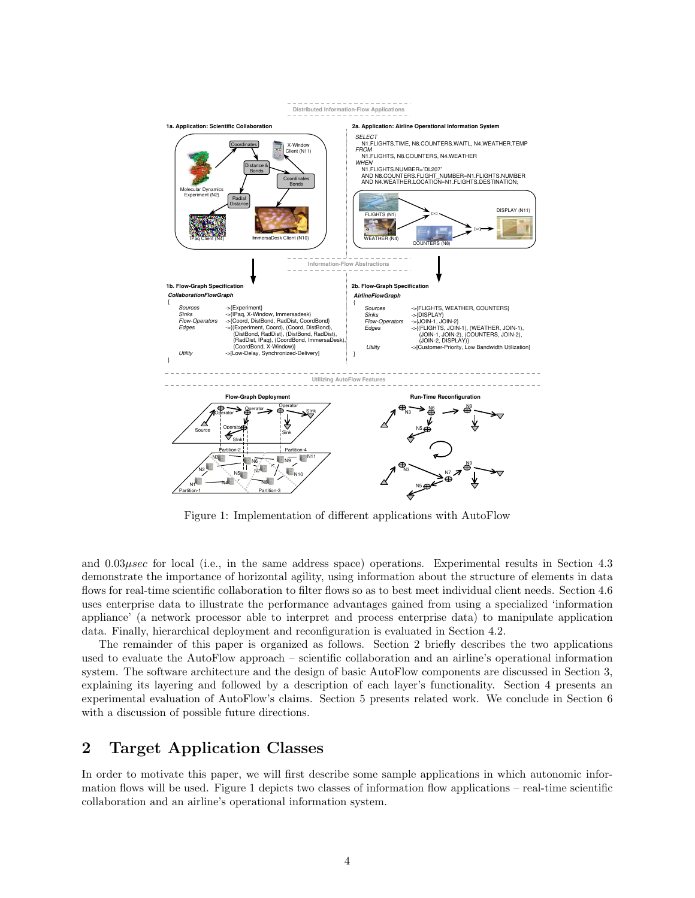Figure 1: Implementation of different applications with AutoFlow

and $0.03\mu sec$ for local (i.e., in the same address space) operations. Experimental results in Section 4.3 demonstrate the importance of horizontal agility, using information about the structure of elements in data flows for real-time scientific collaboration to filter flows so as to best meet individual client needs. Section 4.6 uses enterprise data to illustrate the performance advantages gained from using a specialized 'information appliance' (a network processor able to interpret and process enterprise data) to manipulate application data. Finally, hierarchical deployment and reconfiguration is evaluated in Section 4.2.

The remainder of this paper is organized as follows. Section 2 briefly describes the two applications used to evaluate the AutoFlow approach – scientific collaboration and an airline's operational information system. The software architecture and the design of basic AutoFlow components are discussed in Section 3, explaining its layering and followed by a description of each layer's functionality. Section 4 presents an experimental evaluation of AutoFlow's claims. Section 5 presents related work. We conclude in Section 6 with a discussion of possible future directions.

# 2 Target Application Classes

In order to motivate this paper, we will first describe some sample applications in which autonomic information flows will be used. Figure 1 depicts two classes of information flow applications – real-time scientific collaboration and an airline's operational information system.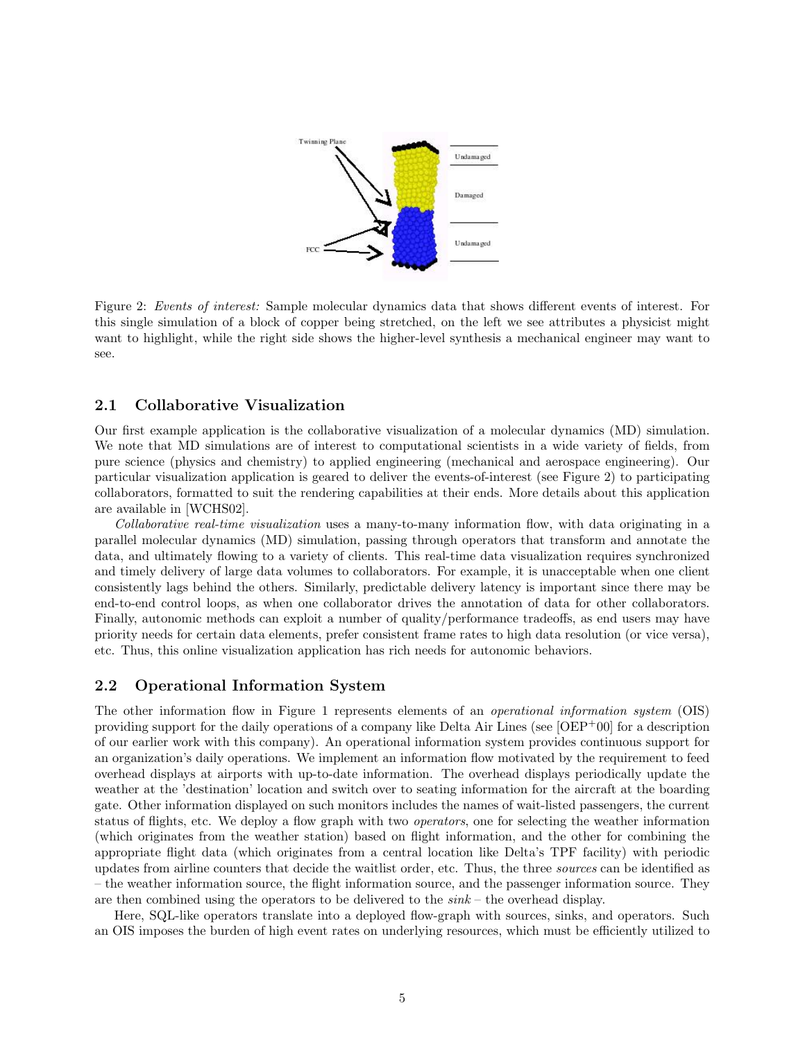Figure 2: *Events of interest:* Sample molecular dynamics data that shows different events of interest. For this single simulation of a block of copper being stretched, on the left we see attributes a physicist might want to highlight, while the right side shows the higher-level synthesis a mechanical engineer may want to see.

### 2.1 Collaborative Visualization

Our first example application is the collaborative visualization of a molecular dynamics (MD) simulation. We note that MD simulations are of interest to computational scientists in a wide variety of fields, from pure science (physics and chemistry) to applied engineering (mechanical and aerospace engineering). Our particular visualization application is geared to deliver the events-of-interest (see Figure 2) to participating collaborators, formatted to suit the rendering capabilities at their ends. More details about this application are available in [WCHS02].

*Collaborative real-time visualization* uses a many-to-many information flow, with data originating in a parallel molecular dynamics (MD) simulation, passing through operators that transform and annotate the data, and ultimately flowing to a variety of clients. This real-time data visualization requires synchronized and timely delivery of large data volumes to collaborators. For example, it is unacceptable when one client consistently lags behind the others. Similarly, predictable delivery latency is important since there may be end-to-end control loops, as when one collaborator drives the annotation of data for other collaborators. Finally, autonomic methods can exploit a number of quality/performance tradeoffs, as end users may have priority needs for certain data elements, prefer consistent frame rates to high data resolution (or vice versa), etc. Thus, this online visualization application has rich needs for autonomic behaviors.

### 2.2 Operational Information System

The other information flow in Figure 1 represents elements of an *operational information system* (OIS) providing support for the daily operations of a company like Delta Air Lines (see [OEP+00] for a description of our earlier work with this company). An operational information system provides continuous support for an organization's daily operations. We implement an information flow motivated by the requirement to feed overhead displays at airports with up-to-date information. The overhead displays periodically update the weather at the 'destination' location and switch over to seating information for the aircraft at the boarding gate. Other information displayed on such monitors includes the names of wait-listed passengers, the current status of flights, etc. We deploy a flow graph with two *operators*, one for selecting the weather information (which originates from the weather station) based on flight information, and the other for combining the appropriate flight data (which originates from a central location like Delta's TPF facility) with periodic updates from airline counters that decide the waitlist order, etc. Thus, the three *sources* can be identified as – the weather information source, the flight information source, and the passenger information source. They are then combined using the operators to be delivered to the *sink* – the overhead display.

Here, SQL-like operators translate into a deployed flow-graph with sources, sinks, and operators. Such an OIS imposes the burden of high event rates on underlying resources, which must be efficiently utilized to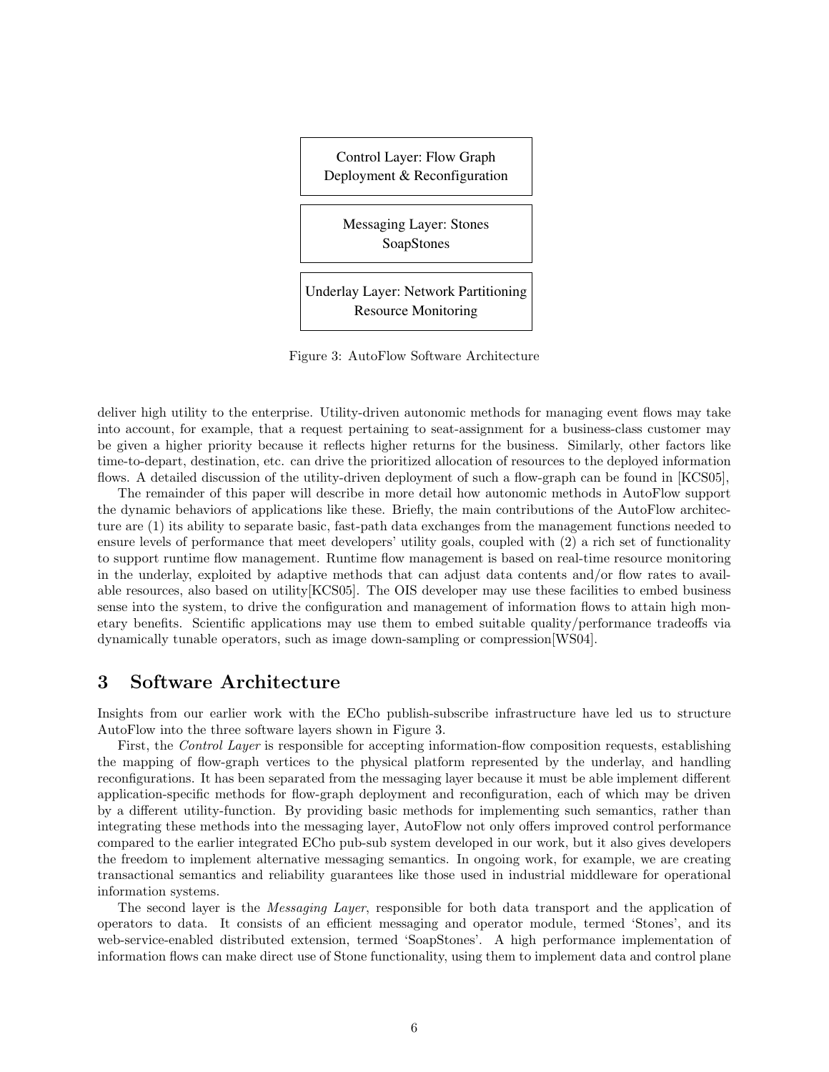Control Layer: Flow Graph Deployment & Reconfiguration

Messaging Layer: Stones SoapStones

Underlay Layer: Network Partitioning Resource Monitoring

Figure 3: AutoFlow Software Architecture

deliver high utility to the enterprise. Utility-driven autonomic methods for managing event flows may take into account, for example, that a request pertaining to seat-assignment for a business-class customer may be given a higher priority because it reflects higher returns for the business. Similarly, other factors like time-to-depart, destination, etc. can drive the prioritized allocation of resources to the deployed information flows. A detailed discussion of the utility-driven deployment of such a flow-graph can be found in [KCS05],

The remainder of this paper will describe in more detail how autonomic methods in AutoFlow support the dynamic behaviors of applications like these. Briefly, the main contributions of the AutoFlow architecture are (1) its ability to separate basic, fast-path data exchanges from the management functions needed to ensure levels of performance that meet developers' utility goals, coupled with (2) a rich set of functionality to support runtime flow management. Runtime flow management is based on real-time resource monitoring in the underlay, exploited by adaptive methods that can adjust data contents and/or flow rates to available resources, also based on utility[KCS05]. The OIS developer may use these facilities to embed business sense into the system, to drive the configuration and management of information flows to attain high monetary benefits. Scientific applications may use them to embed suitable quality/performance tradeoffs via dynamically tunable operators, such as image down-sampling or compression[WS04].

# 3 Software Architecture

Insights from our earlier work with the ECho publish-subscribe infrastructure have led us to structure AutoFlow into the three software layers shown in Figure 3.

First, the *Control Layer* is responsible for accepting information-flow composition requests, establishing the mapping of flow-graph vertices to the physical platform represented by the underlay, and handling reconfigurations. It has been separated from the messaging layer because it must be able implement different application-specific methods for flow-graph deployment and reconfiguration, each of which may be driven by a different utility-function. By providing basic methods for implementing such semantics, rather than integrating these methods into the messaging layer, AutoFlow not only offers improved control performance compared to the earlier integrated ECho pub-sub system developed in our work, but it also gives developers the freedom to implement alternative messaging semantics. In ongoing work, for example, we are creating transactional semantics and reliability guarantees like those used in industrial middleware for operational information systems.

The second layer is the *Messaging Layer*, responsible for both data transport and the application of operators to data. It consists of an efficient messaging and operator module, termed 'Stones', and its web-service-enabled distributed extension, termed 'SoapStones'. A high performance implementation of information flows can make direct use of Stone functionality, using them to implement data and control plane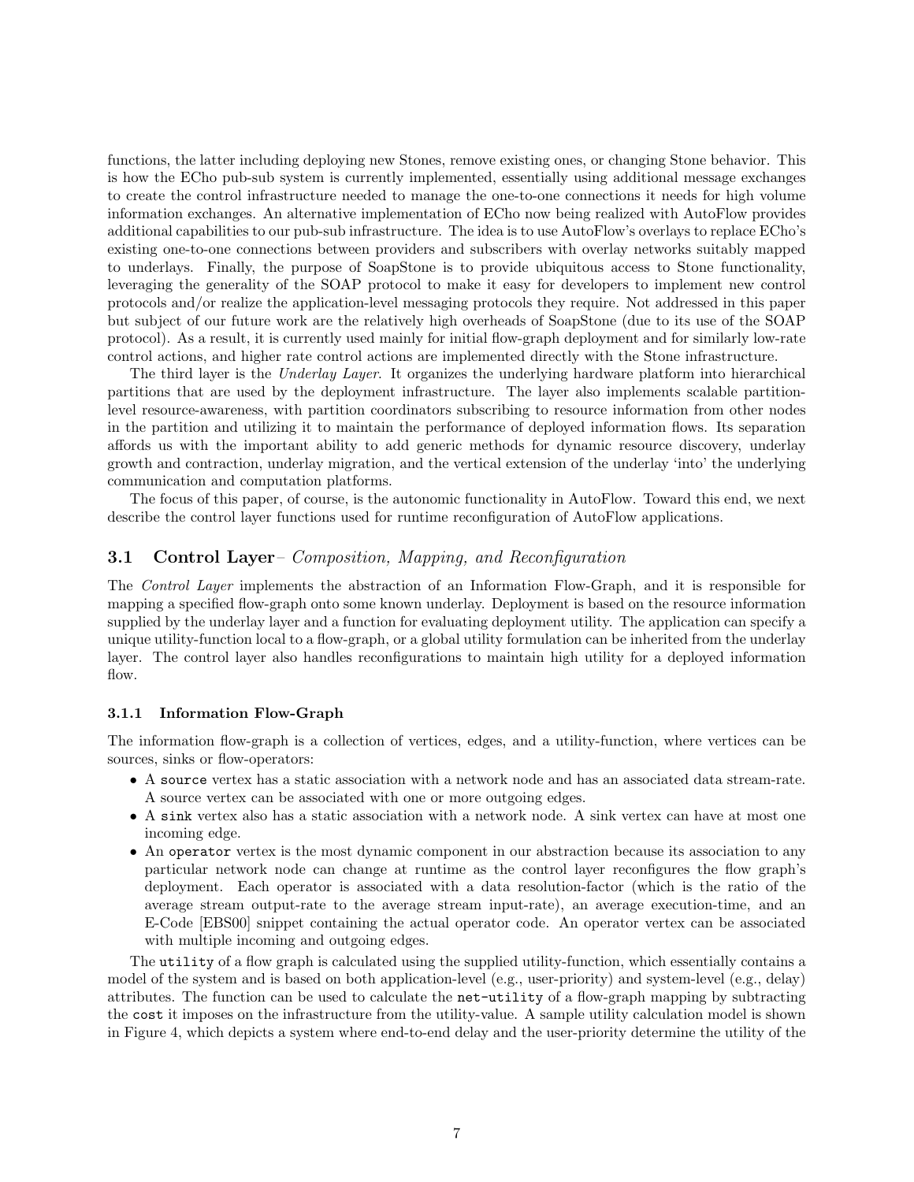functions, the latter including deploying new Stones, remove existing ones, or changing Stone behavior. This is how the ECho pub-sub system is currently implemented, essentially using additional message exchanges to create the control infrastructure needed to manage the one-to-one connections it needs for high volume information exchanges. An alternative implementation of ECho now being realized with AutoFlow provides additional capabilities to our pub-sub infrastructure. The idea is to use AutoFlow's overlays to replace ECho's existing one-to-one connections between providers and subscribers with overlay networks suitably mapped to underlays. Finally, the purpose of SoapStone is to provide ubiquitous access to Stone functionality, leveraging the generality of the SOAP protocol to make it easy for developers to implement new control protocols and/or realize the application-level messaging protocols they require. Not addressed in this paper but subject of our future work are the relatively high overheads of SoapStone (due to its use of the SOAP protocol). As a result, it is currently used mainly for initial flow-graph deployment and for similarly low-rate control actions, and higher rate control actions are implemented directly with the Stone infrastructure.

The third layer is the *Underlay Layer*. It organizes the underlying hardware platform into hierarchical partitions that are used by the deployment infrastructure. The layer also implements scalable partition-level resource-awareness, with partition coordinators subscribing to resource information from other nodes in the partition and utilizing it to maintain the performance of deployed information flows. Its separation affords us with the important ability to add generic methods for dynamic resource discovery, underlay growth and contraction, underlay migration, and the vertical extension of the underlay 'into' the underlying communication and computation platforms.

The focus of this paper, of course, is the autonomic functionality in AutoFlow. Toward this end, we next describe the control layer functions used for runtime reconfiguration of AutoFlow applications.

## 3.1 Control Layer– *Composition, Mapping, and Reconfiguration*

The *Control Layer* implements the abstraction of an Information Flow-Graph, and it is responsible for mapping a specified flow-graph onto some known underlay. Deployment is based on the resource information supplied by the underlay layer and a function for evaluating deployment utility. The application can specify a unique utility-function local to a flow-graph, or a global utility formulation can be inherited from the underlay layer. The control layer also handles reconfigurations to maintain high utility for a deployed information flow.

### 3.1.1 Information Flow-Graph

The information flow-graph is a collection of vertices, edges, and a utility-function, where vertices can be sources, sinks or flow-operators:

- A `source` vertex has a static association with a network node and has an associated data stream-rate. A source vertex can be associated with one or more outgoing edges.
- A `sink` vertex also has a static association with a network node. A sink vertex can have at most one incoming edge.
- An `operator` vertex is the most dynamic component in our abstraction because its association to any particular network node can change at runtime as the control layer reconfigures the flow graph's deployment. Each operator is associated with a data resolution-factor (which is the ratio of the average stream output-rate to the average stream input-rate), an average execution-time, and an E-Code [EBS00] snippet containing the actual operator code. An operator vertex can be associated with multiple incoming and outgoing edges.

The `utility` of a flow graph is calculated using the supplied utility-function, which essentially contains a model of the system and is based on both application-level (e.g., user-priority) and system-level (e.g., delay) attributes. The function can be used to calculate the `net-utility` of a flow-graph mapping by subtracting the `cost` it imposes on the infrastructure from the utility-value. A sample utility calculation model is shown in Figure 4, which depicts a system where end-to-end delay and the user-priority determine the utility of the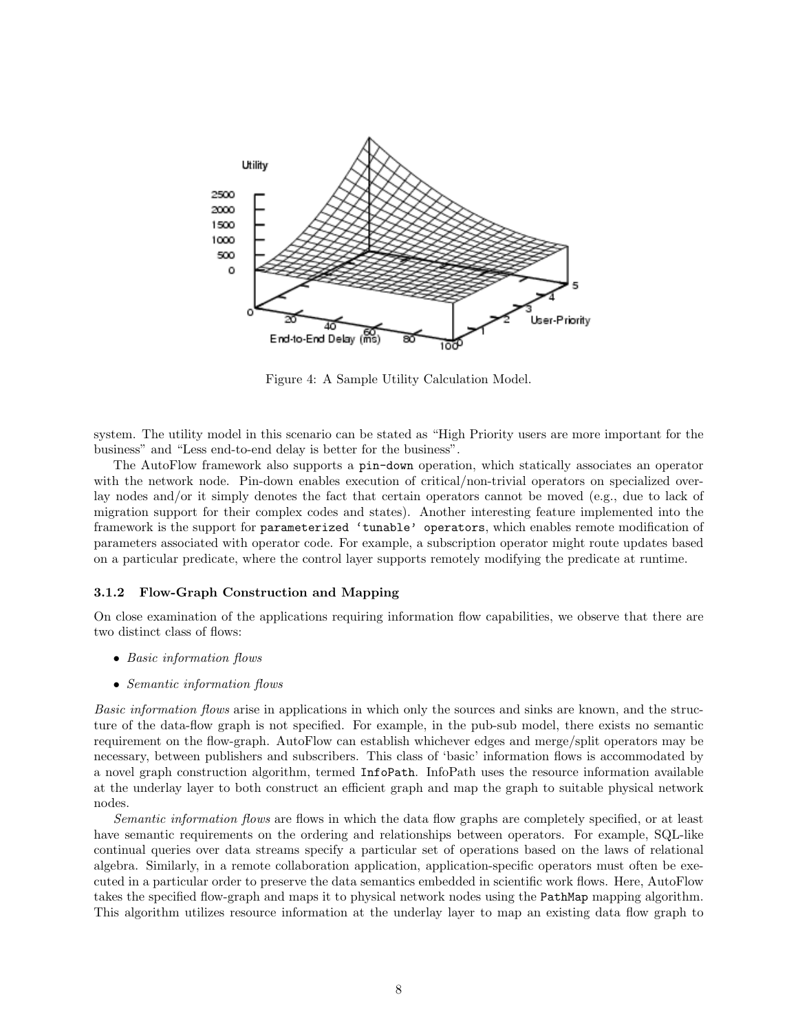Utility

2500
2000
1500
1000
500
0

0
20
40
60
80
100
End-to-End Delay (ms)

0
1
2
3
4
5
User-Priority

Figure 4: A Sample Utility Calculation Model.

system. The utility model in this scenario can be stated as "High Priority users are more important for the business" and "Less end-to-end delay is better for the business".

The AutoFlow framework also supports a `pin-down` operation, which statically associates an operator with the network node. Pin-down enables execution of critical/non-trivial operators on specialized overlay nodes and/or it simply denotes the fact that certain operators cannot be moved (e.g., due to lack of migration support for their complex codes and states). Another interesting feature implemented into the framework is the support for `parameterized 'tunable' operators`, which enables remote modification of parameters associated with operator code. For example, a subscription operator might route updates based on a particular predicate, where the control layer supports remotely modifying the predicate at runtime.

### 3.1.2 Flow-Graph Construction and Mapping

On close examination of the applications requiring information flow capabilities, we observe that there are two distinct class of flows:

- *Basic information flows*
- *Semantic information flows*

*Basic information flows* arise in applications in which only the sources and sinks are known, and the structure of the data-flow graph is not specified. For example, in the pub-sub model, there exists no semantic requirement on the flow-graph. AutoFlow can establish whichever edges and merge/split operators may be necessary, between publishers and subscribers. This class of 'basic' information flows is accommodated by a novel graph construction algorithm, termed `InfoPath`. InfoPath uses the resource information available at the underlay layer to both construct an efficient graph and map the graph to suitable physical network nodes.

*Semantic information flows* are flows in which the data flow graphs are completely specified, or at least have semantic requirements on the ordering and relationships between operators. For example, SQL-like continual queries over data streams specify a particular set of operations based on the laws of relational algebra. Similarly, in a remote collaboration application, application-specific operators must often be executed in a particular order to preserve the data semantics embedded in scientific work flows. Here, AutoFlow takes the specified flow-graph and maps it to physical network nodes using the `PathMap` mapping algorithm. This algorithm utilizes resource information at the underlay layer to map an existing data flow graph to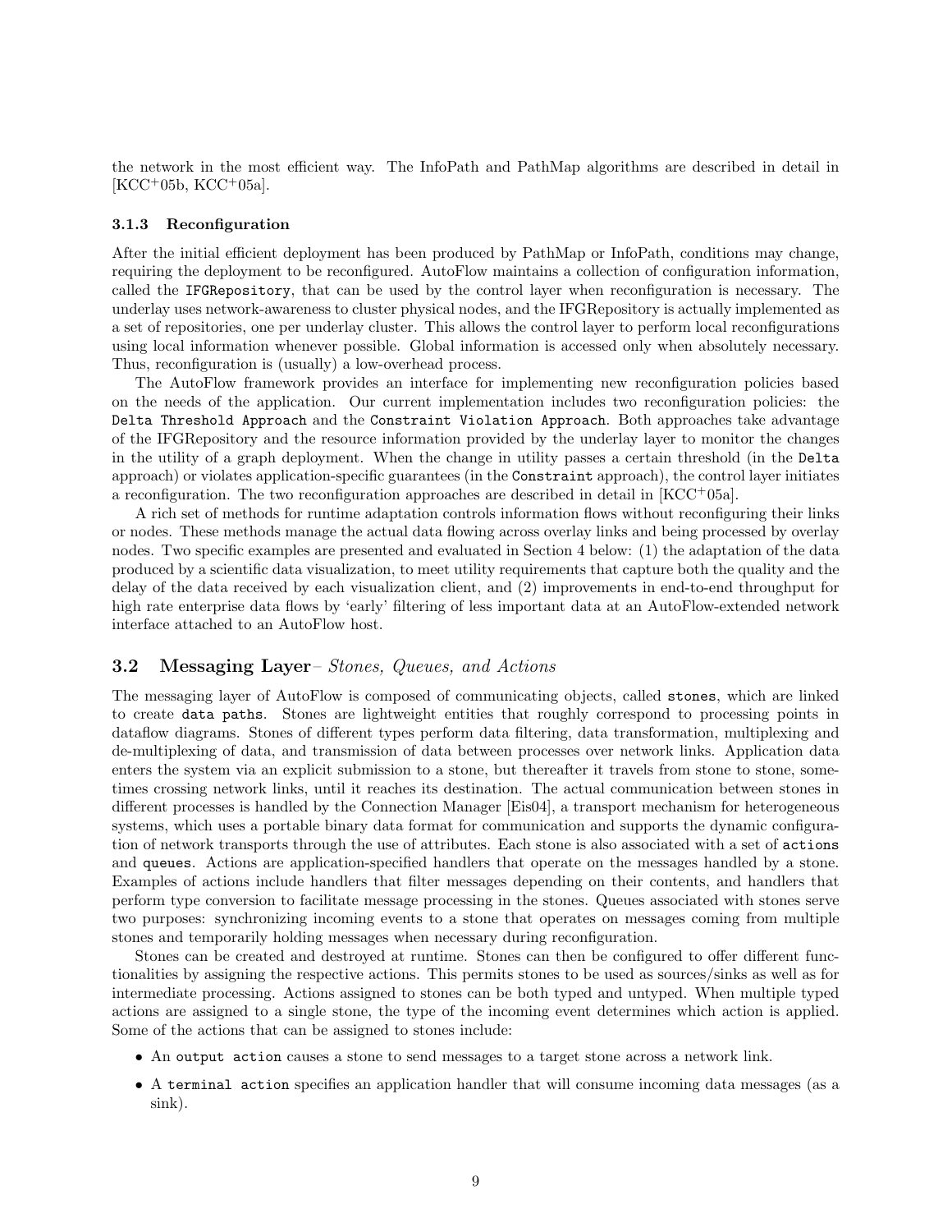the network in the most efficient way. The InfoPath and PathMap algorithms are described in detail in [KCC+05b, KCC+05a].

### 3.1.3 Reconfiguration

After the initial efficient deployment has been produced by PathMap or InfoPath, conditions may change, requiring the deployment to be reconfigured. AutoFlow maintains a collection of configuration information, called the `IFGRepository`, that can be used by the control layer when reconfiguration is necessary. The underlay uses network-awareness to cluster physical nodes, and the IFGRepository is actually implemented as a set of repositories, one per underlay cluster. This allows the control layer to perform local reconfigurations using local information whenever possible. Global information is accessed only when absolutely necessary. Thus, reconfiguration is (usually) a low-overhead process.

The AutoFlow framework provides an interface for implementing new reconfiguration policies based on the needs of the application. Our current implementation includes two reconfiguration policies: the `Delta Threshold Approach` and the `Constraint Violation Approach`. Both approaches take advantage of the IFGRepository and the resource information provided by the underlay layer to monitor the changes in the utility of a graph deployment. When the change in utility passes a certain threshold (in the `Delta` approach) or violates application-specific guarantees (in the `Constraint` approach), the control layer initiates a reconfiguration. The two reconfiguration approaches are described in detail in [KCC+05a].

A rich set of methods for runtime adaptation controls information flows without reconfiguring their links or nodes. These methods manage the actual data flowing across overlay links and being processed by overlay nodes. Two specific examples are presented and evaluated in Section 4 below: (1) the adaptation of the data produced by a scientific data visualization, to meet utility requirements that capture both the quality and the delay of the data received by each visualization client, and (2) improvements in end-to-end throughput for high rate enterprise data flows by 'early' filtering of less important data at an AutoFlow-extended network interface attached to an AutoFlow host.

## 3.2 Messaging Layer– *Stones, Queues, and Actions*

The messaging layer of AutoFlow is composed of communicating objects, called `stones`, which are linked to create `data paths`. Stones are lightweight entities that roughly correspond to processing points in dataflow diagrams. Stones of different types perform data filtering, data transformation, multiplexing and de-multiplexing of data, and transmission of data between processes over network links. Application data enters the system via an explicit submission to a stone, but thereafter it travels from stone to stone, sometimes crossing network links, until it reaches its destination. The actual communication between stones in different processes is handled by the Connection Manager [Eis04], a transport mechanism for heterogeneous systems, which uses a portable binary data format for communication and supports the dynamic configuration of network transports through the use of attributes. Each stone is also associated with a set of `actions` and `queues`. Actions are application-specified handlers that operate on the messages handled by a stone. Examples of actions include handlers that filter messages depending on their contents, and handlers that perform type conversion to facilitate message processing in the stones. Queues associated with stones serve two purposes: synchronizing incoming events to a stone that operates on messages coming from multiple stones and temporarily holding messages when necessary during reconfiguration.

Stones can be created and destroyed at runtime. Stones can then be configured to offer different functionalities by assigning the respective actions. This permits stones to be used as sources/sinks as well as for intermediate processing. Actions assigned to stones can be both typed and untyped. When multiple typed actions are assigned to a single stone, the type of the incoming event determines which action is applied. Some of the actions that can be assigned to stones include:

- An `output action` causes a stone to send messages to a target stone across a network link.
- A `terminal action` specifies an application handler that will consume incoming data messages (as a sink).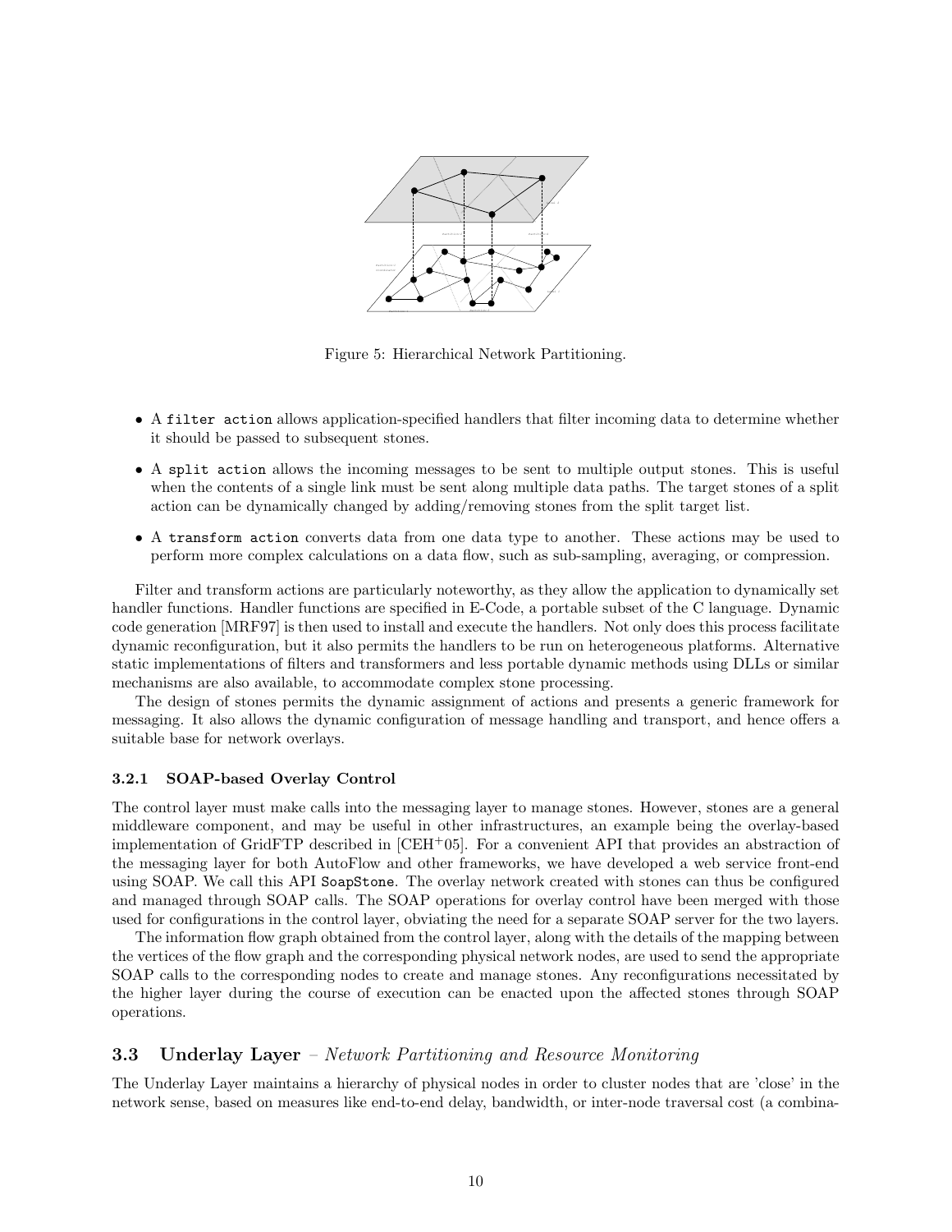Figure 5: Hierarchical Network Partitioning.

- A `filter action` allows application-specified handlers that filter incoming data to determine whether it should be passed to subsequent stones.
- A `split action` allows the incoming messages to be sent to multiple output stones. This is useful when the contents of a single link must be sent along multiple data paths. The target stones of a split action can be dynamically changed by adding/removing stones from the split target list.
- A `transform action` converts data from one data type to another. These actions may be used to perform more complex calculations on a data flow, such as sub-sampling, averaging, or compression.

Filter and transform actions are particularly noteworthy, as they allow the application to dynamically set handler functions. Handler functions are specified in E-Code, a portable subset of the C language. Dynamic code generation [MRF97] is then used to install and execute the handlers. Not only does this process facilitate dynamic reconfiguration, but it also permits the handlers to be run on heterogeneous platforms. Alternative static implementations of filters and transformers and less portable dynamic methods using DLLs or similar mechanisms are also available, to accommodate complex stone processing.

The design of stones permits the dynamic assignment of actions and presents a generic framework for messaging. It also allows the dynamic configuration of message handling and transport, and hence offers a suitable base for network overlays.

#### 3.2.1 SOAP-based Overlay Control

The control layer must make calls into the messaging layer to manage stones. However, stones are a general middleware component, and may be useful in other infrastructures, an example being the overlay-based implementation of GridFTP described in [CEH+05]. For a convenient API that provides an abstraction of the messaging layer for both AutoFlow and other frameworks, we have developed a web service front-end using SOAP. We call this API `SoapStone`. The overlay network created with stones can thus be configured and managed through SOAP calls. The SOAP operations for overlay control have been merged with those used for configurations in the control layer, obviating the need for a separate SOAP server for the two layers.

The information flow graph obtained from the control layer, along with the details of the mapping between the vertices of the flow graph and the corresponding physical network nodes, are used to send the appropriate SOAP calls to the corresponding nodes to create and manage stones. Any reconfigurations necessitated by the higher layer during the course of execution can be enacted upon the affected stones through SOAP operations.

### 3.3 Underlay Layer – *Network Partitioning and Resource Monitoring*

The Underlay Layer maintains a hierarchy of physical nodes in order to cluster nodes that are 'close' in the network sense, based on measures like end-to-end delay, bandwidth, or inter-node traversal cost (a combina-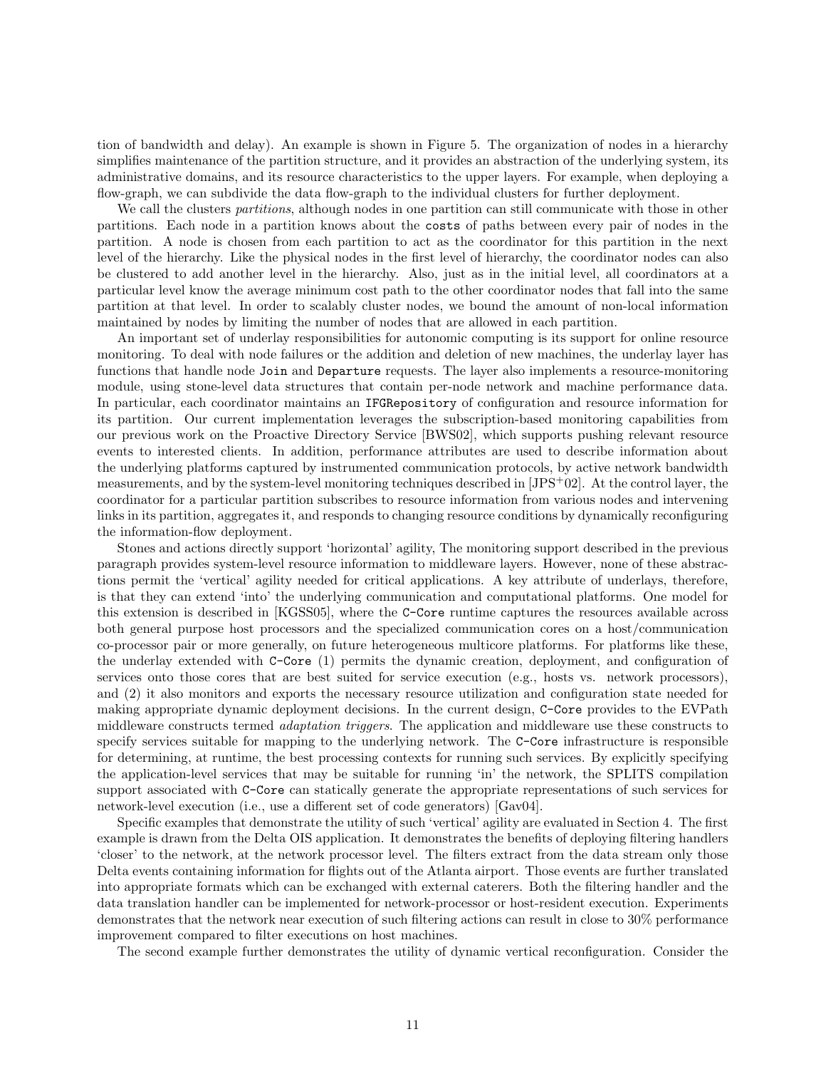tion of bandwidth and delay). An example is shown in Figure 5. The organization of nodes in a hierarchy simplifies maintenance of the partition structure, and it provides an abstraction of the underlying system, its administrative domains, and its resource characteristics to the upper layers. For example, when deploying a flow-graph, we can subdivide the data flow-graph to the individual clusters for further deployment.

We call the clusters *partitions*, although nodes in one partition can still communicate with those in other partitions. Each node in a partition knows about the `costs` of paths between every pair of nodes in the partition. A node is chosen from each partition to act as the coordinator for this partition in the next level of the hierarchy. Like the physical nodes in the first level of hierarchy, the coordinator nodes can also be clustered to add another level in the hierarchy. Also, just as in the initial level, all coordinators at a particular level know the average minimum cost path to the other coordinator nodes that fall into the same partition at that level. In order to scalably cluster nodes, we bound the amount of non-local information maintained by nodes by limiting the number of nodes that are allowed in each partition.

An important set of underlay responsibilities for autonomic computing is its support for online resource monitoring. To deal with node failures or the addition and deletion of new machines, the underlay layer has functions that handle node `Join` and `Departure` requests. The layer also implements a resource-monitoring module, using stone-level data structures that contain per-node network and machine performance data. In particular, each coordinator maintains an `IFGRepository` of configuration and resource information for its partition. Our current implementation leverages the subscription-based monitoring capabilities from our previous work on the Proactive Directory Service [BWS02], which supports pushing relevant resource events to interested clients. In addition, performance attributes are used to describe information about the underlying platforms captured by instrumented communication protocols, by active network bandwidth measurements, and by the system-level monitoring techniques described in [JPS+02]. At the control layer, the coordinator for a particular partition subscribes to resource information from various nodes and intervening links in its partition, aggregates it, and responds to changing resource conditions by dynamically reconfiguring the information-flow deployment.

Stones and actions directly support 'horizontal' agility, The monitoring support described in the previous paragraph provides system-level resource information to middleware layers. However, none of these abstractions permit the 'vertical' agility needed for critical applications. A key attribute of underlays, therefore, is that they can extend 'into' the underlying communication and computational platforms. One model for this extension is described in [KGSS05], where the `C-Core` runtime captures the resources available across both general purpose host processors and the specialized communication cores on a host/communication co-processor pair or more generally, on future heterogeneous multicore platforms. For platforms like these, the underlay extended with `C-Core` (1) permits the dynamic creation, deployment, and configuration of services onto those cores that are best suited for service execution (e.g., hosts vs. network processors), and (2) it also monitors and exports the necessary resource utilization and configuration state needed for making appropriate dynamic deployment decisions. In the current design, `C-Core` provides to the EVPath middleware constructs termed *adaptation triggers*. The application and middleware use these constructs to specify services suitable for mapping to the underlying network. The `C-Core` infrastructure is responsible for determining, at runtime, the best processing contexts for running such services. By explicitly specifying the application-level services that may be suitable for running 'in' the network, the SPLITS compilation support associated with `C-Core` can statically generate the appropriate representations of such services for network-level execution (i.e., use a different set of code generators) [Gav04].

Specific examples that demonstrate the utility of such 'vertical' agility are evaluated in Section 4. The first example is drawn from the Delta OIS application. It demonstrates the benefits of deploying filtering handlers 'closer' to the network, at the network processor level. The filters extract from the data stream only those Delta events containing information for flights out of the Atlanta airport. Those events are further translated into appropriate formats which can be exchanged with external caterers. Both the filtering handler and the data translation handler can be implemented for network-processor or host-resident execution. Experiments demonstrates that the network near execution of such filtering actions can result in close to 30% performance improvement compared to filter executions on host machines.

The second example further demonstrates the utility of dynamic vertical reconfiguration. Consider the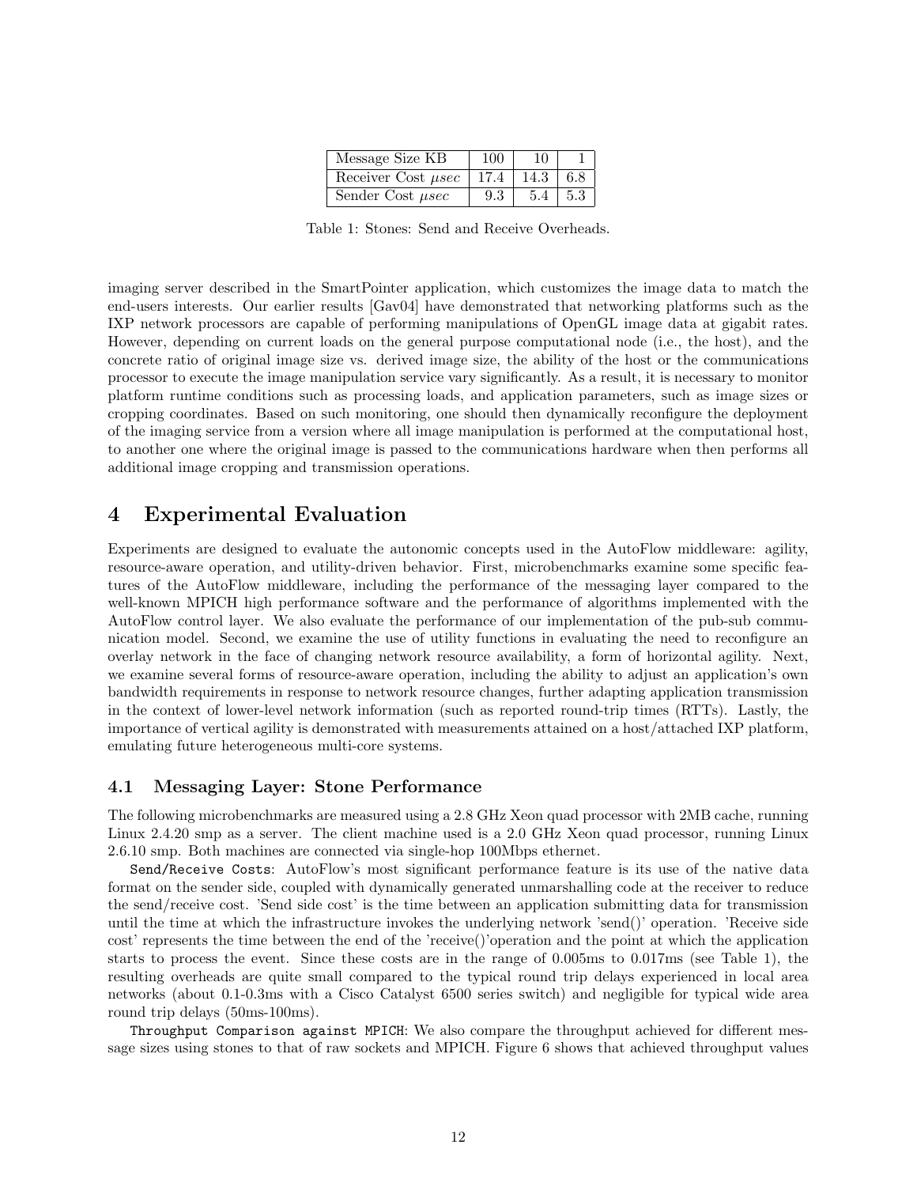| Message Size KB | 100 | 10 | 1 |
|---|---|---|---|
| Receiver Cost $\mu sec$ | 17.4 | 14.3 | 6.8 |
| Sender Cost $\mu sec$ | 9.3 | 5.4 | 5.3 |

Table 1: Stones: Send and Receive Overheads.

imaging server described in the SmartPointer application, which customizes the image data to match the end-users interests. Our earlier results [Gav04] have demonstrated that networking platforms such as the IXP network processors are capable of performing manipulations of OpenGL image data at gigabit rates. However, depending on current loads on the general purpose computational node (i.e., the host), and the concrete ratio of original image size vs. derived image size, the ability of the host or the communications processor to execute the image manipulation service vary significantly. As a result, it is necessary to monitor platform runtime conditions such as processing loads, and application parameters, such as image sizes or cropping coordinates. Based on such monitoring, one should then dynamically reconfigure the deployment of the imaging service from a version where all image manipulation is performed at the computational host, to another one where the original image is passed to the communications hardware when then performs all additional image cropping and transmission operations.

# 4 Experimental Evaluation

Experiments are designed to evaluate the autonomic concepts used in the AutoFlow middleware: agility, resource-aware operation, and utility-driven behavior. First, microbenchmarks examine some specific features of the AutoFlow middleware, including the performance of the messaging layer compared to the well-known MPICH high performance software and the performance of algorithms implemented with the AutoFlow control layer. We also evaluate the performance of our implementation of the pub-sub communication model. Second, we examine the use of utility functions in evaluating the need to reconfigure an overlay network in the face of changing network resource availability, a form of horizontal agility. Next, we examine several forms of resource-aware operation, including the ability to adjust an application's own bandwidth requirements in response to network resource changes, further adapting application transmission in the context of lower-level network information (such as reported round-trip times (RTTs). Lastly, the importance of vertical agility is demonstrated with measurements attained on a host/attached IXP platform, emulating future heterogeneous multi-core systems.

## 4.1 Messaging Layer: Stone Performance

The following microbenchmarks are measured using a 2.8 GHz Xeon quad processor with 2MB cache, running Linux 2.4.20 smp as a server. The client machine used is a 2.0 GHz Xeon quad processor, running Linux 2.6.10 smp. Both machines are connected via single-hop 100Mbps ethernet.

`Send/Receive Costs`: AutoFlow's most significant performance feature is its use of the native data format on the sender side, coupled with dynamically generated unmarshalling code at the receiver to reduce the send/receive cost. 'Send side cost' is the time between an application submitting data for transmission until the time at which the infrastructure invokes the underlying network 'send()' operation. 'Receive side cost' represents the time between the end of the 'receive()'operation and the point at which the application starts to process the event. Since these costs are in the range of 0.005ms to 0.017ms (see Table 1), the resulting overheads are quite small compared to the typical round trip delays experienced in local area networks (about 0.1-0.3ms with a Cisco Catalyst 6500 series switch) and negligible for typical wide area round trip delays (50ms-100ms).

`Throughput Comparison against MPICH`: We also compare the throughput achieved for different message sizes using stones to that of raw sockets and MPICH. Figure 6 shows that achieved throughput values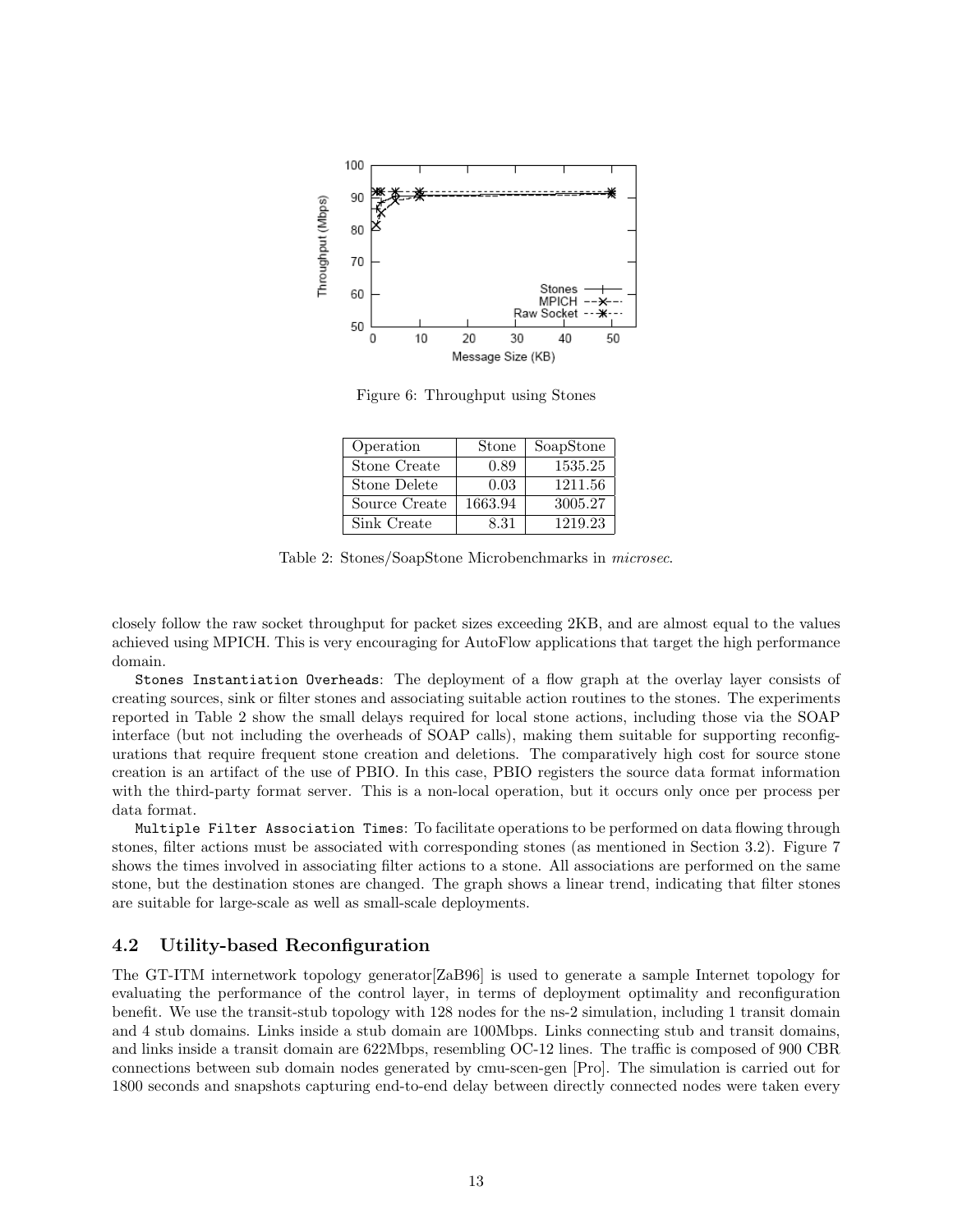Figure 6: Throughput using Stones

| Operation | Stone | SoapStone |
|---|---|---|
| Stone Create | 0.89 | 1535.25 |
| Stone Delete | 0.03 | 1211.56 |
| Source Create | 1663.94 | 3005.27 |
| Sink Create | 8.31 | 1219.23 |

Table 2: Stones/SoapStone Microbenchmarks in *microsec*.

closely follow the raw socket throughput for packet sizes exceeding 2KB, and are almost equal to the values achieved using MPICH. This is very encouraging for AutoFlow applications that target the high performance domain.

`Stones Instantiation Overheads`: The deployment of a flow graph at the overlay layer consists of creating sources, sink or filter stones and associating suitable action routines to the stones. The experiments reported in Table 2 show the small delays required for local stone actions, including those via the SOAP interface (but not including the overheads of SOAP calls), making them suitable for supporting reconfigurations that require frequent stone creation and deletions. The comparatively high cost for source stone creation is an artifact of the use of PBIO. In this case, PBIO registers the source data format information with the third-party format server. This is a non-local operation, but it occurs only once per process per data format.

`Multiple Filter Association Times`: To facilitate operations to be performed on data flowing through stones, filter actions must be associated with corresponding stones (as mentioned in Section 3.2). Figure 7 shows the times involved in associating filter actions to a stone. All associations are performed on the same stone, but the destination stones are changed. The graph shows a linear trend, indicating that filter stones are suitable for large-scale as well as small-scale deployments.

### 4.2 Utility-based Reconfiguration

The GT-ITM internetwork topology generator[ZaB96] is used to generate a sample Internet topology for evaluating the performance of the control layer, in terms of deployment optimality and reconfiguration benefit. We use the transit-stub topology with 128 nodes for the ns-2 simulation, including 1 transit domain and 4 stub domains. Links inside a stub domain are 100Mbps. Links connecting stub and transit domains, and links inside a transit domain are 622Mbps, resembling OC-12 lines. The traffic is composed of 900 CBR connections between sub domain nodes generated by cmu-scen-gen [Pro]. The simulation is carried out for 1800 seconds and snapshots capturing end-to-end delay between directly connected nodes were taken every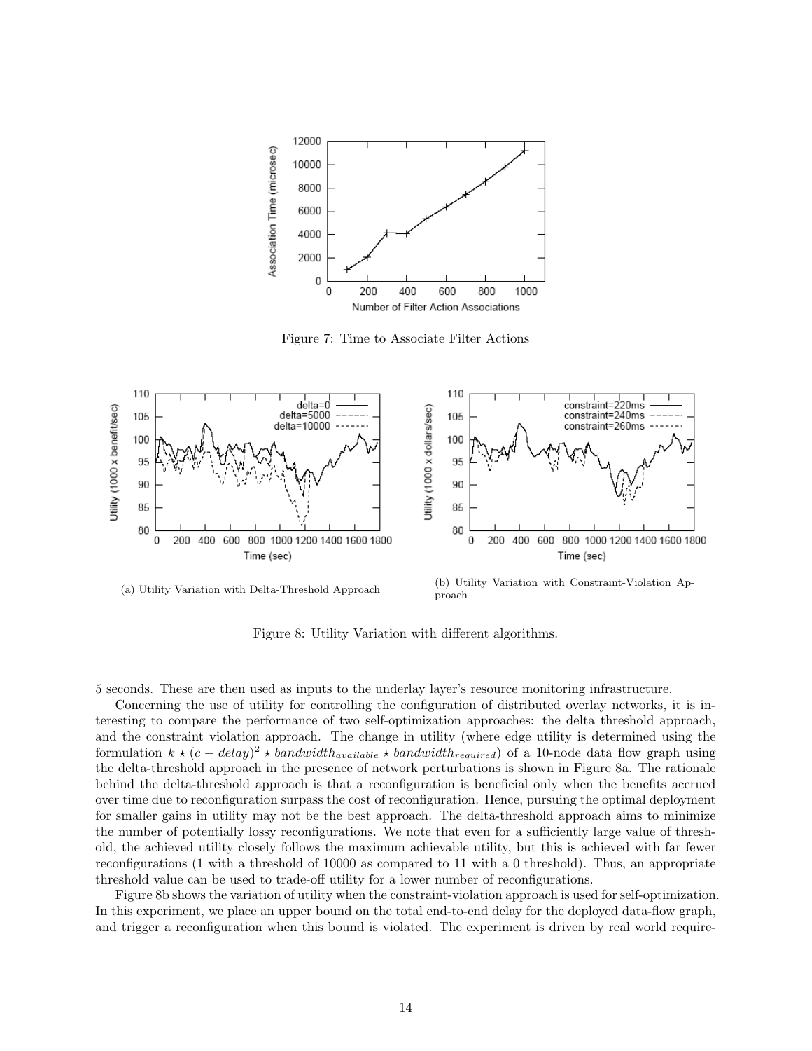Figure 7: Time to Associate Filter Actions

(a) Utility Variation with Delta-Threshold Approach

(b) Utility Variation with Constraint-Violation Approach

Figure 8: Utility Variation with different algorithms.

5 seconds. These are then used as inputs to the underlay layer's resource monitoring infrastructure.

Concerning the use of utility for controlling the configuration of distributed overlay networks, it is interesting to compare the performance of two self-optimization approaches: the delta threshold approach, and the constraint violation approach. The change in utility (where edge utility is determined using the formulation $k \star (c - delay)^2 \star bandwidth_{available} \star bandwidth_{required}$) of a 10-node data flow graph using the delta-threshold approach in the presence of network perturbations is shown in Figure 8a. The rationale behind the delta-threshold approach is that a reconfiguration is beneficial only when the benefits accrued over time due to reconfiguration surpass the cost of reconfiguration. Hence, pursuing the optimal deployment for smaller gains in utility may not be the best approach. The delta-threshold approach aims to minimize the number of potentially lossy reconfigurations. We note that even for a sufficiently large value of threshold, the achieved utility closely follows the maximum achievable utility, but this is achieved with far fewer reconfigurations (1 with a threshold of 10000 as compared to 11 with a 0 threshold). Thus, an appropriate threshold value can be used to trade-off utility for a lower number of reconfigurations.

Figure 8b shows the variation of utility when the constraint-violation approach is used for self-optimization. In this experiment, we place an upper bound on the total end-to-end delay for the deployed data-flow graph, and trigger a reconfiguration when this bound is violated. The experiment is driven by real world require-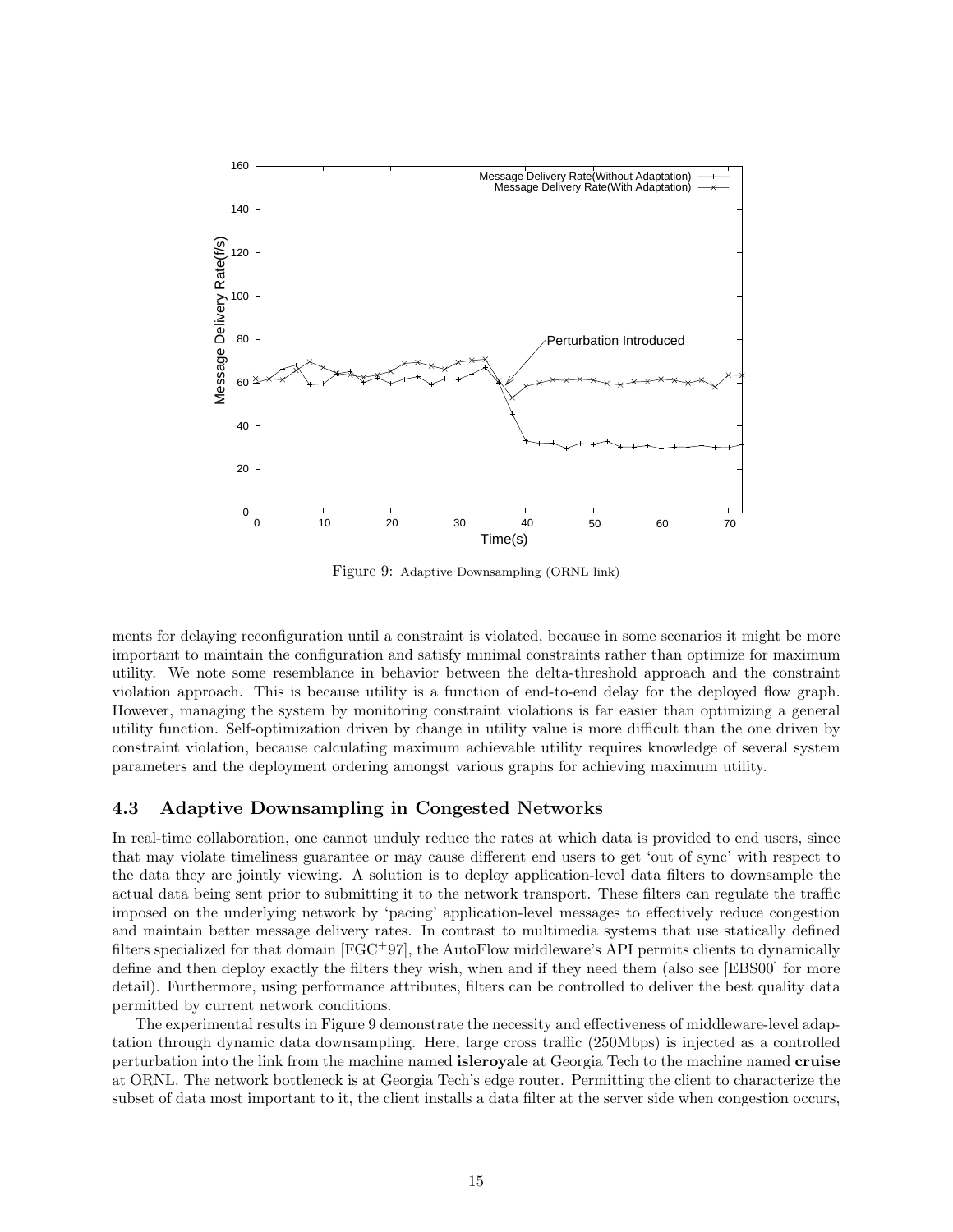Figure 9: Adaptive Downsampling (ORNL link)

ments for delaying reconfiguration until a constraint is violated, because in some scenarios it might be more important to maintain the configuration and satisfy minimal constraints rather than optimize for maximum utility. We note some resemblance in behavior between the delta-threshold approach and the constraint violation approach. This is because utility is a function of end-to-end delay for the deployed flow graph. However, managing the system by monitoring constraint violations is far easier than optimizing a general utility function. Self-optimization driven by change in utility value is more difficult than the one driven by constraint violation, because calculating maximum achievable utility requires knowledge of several system parameters and the deployment ordering amongst various graphs for achieving maximum utility.

### 4.3 Adaptive Downsampling in Congested Networks

In real-time collaboration, one cannot unduly reduce the rates at which data is provided to end users, since that may violate timeliness guarantee or may cause different end users to get 'out of sync' with respect to the data they are jointly viewing. A solution is to deploy application-level data filters to downsample the actual data being sent prior to submitting it to the network transport. These filters can regulate the traffic imposed on the underlying network by 'pacing' application-level messages to effectively reduce congestion and maintain better message delivery rates. In contrast to multimedia systems that use statically defined filters specialized for that domain [FGC+97], the AutoFlow middleware's API permits clients to dynamically define and then deploy exactly the filters they wish, when and if they need them (also see [EBS00] for more detail). Furthermore, using performance attributes, filters can be controlled to deliver the best quality data permitted by current network conditions.

The experimental results in Figure 9 demonstrate the necessity and effectiveness of middleware-level adaptation through dynamic data downsampling. Here, large cross traffic (250Mbps) is injected as a controlled perturbation into the link from the machine named **isleroyale** at Georgia Tech to the machine named **cruise** at ORNL. The network bottleneck is at Georgia Tech's edge router. Permitting the client to characterize the subset of data most important to it, the client installs a data filter at the server side when congestion occurs,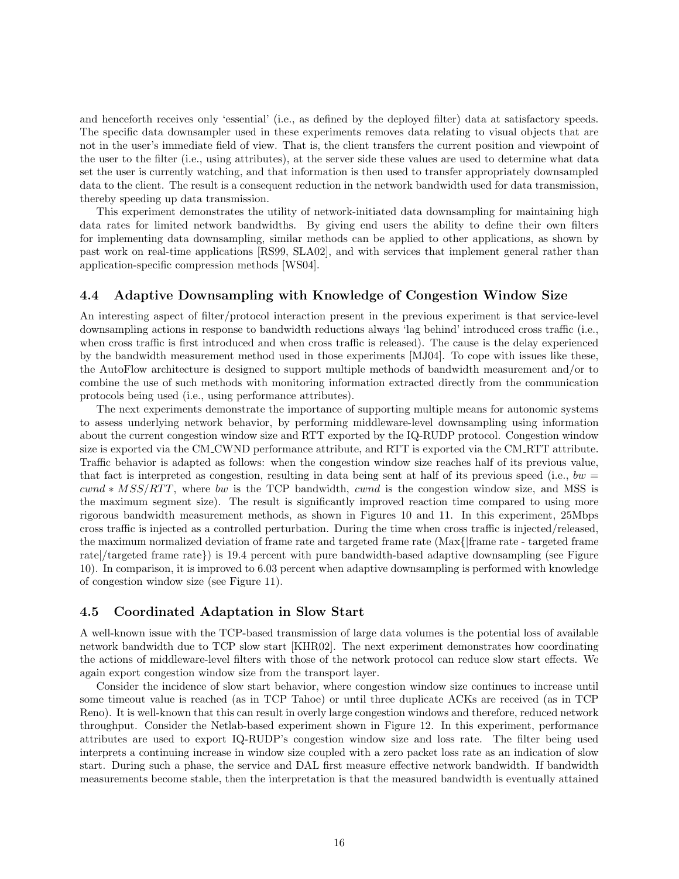and henceforth receives only 'essential' (i.e., as defined by the deployed filter) data at satisfactory speeds. The specific data downsampler used in these experiments removes data relating to visual objects that are not in the user's immediate field of view. That is, the client transfers the current position and viewpoint of the user to the filter (i.e., using attributes), at the server side these values are used to determine what data set the user is currently watching, and that information is then used to transfer appropriately downsampled data to the client. The result is a consequent reduction in the network bandwidth used for data transmission, thereby speeding up data transmission.

This experiment demonstrates the utility of network-initiated data downsampling for maintaining high data rates for limited network bandwidths. By giving end users the ability to define their own filters for implementing data downsampling, similar methods can be applied to other applications, as shown by past work on real-time applications [RS99, SLA02], and with services that implement general rather than application-specific compression methods [WS04].

## 4.4 Adaptive Downsampling with Knowledge of Congestion Window Size

An interesting aspect of filter/protocol interaction present in the previous experiment is that service-level downsampling actions in response to bandwidth reductions always 'lag behind' introduced cross traffic (i.e., when cross traffic is first introduced and when cross traffic is released). The cause is the delay experienced by the bandwidth measurement method used in those experiments [MJ04]. To cope with issues like these, the AutoFlow architecture is designed to support multiple methods of bandwidth measurement and/or to combine the use of such methods with monitoring information extracted directly from the communication protocols being used (i.e., using performance attributes).

The next experiments demonstrate the importance of supporting multiple means for autonomic systems to assess underlying network behavior, by performing middleware-level downsampling using information about the current congestion window size and RTT exported by the IQ-RUDP protocol. Congestion window size is exported via the CM_CWND performance attribute, and RTT is exported via the CM_RTT attribute. Traffic behavior is adapted as follows: when the congestion window size reaches half of its previous value, that fact is interpreted as congestion, resulting in data being sent at half of its previous speed (i.e., $bw = cwnd * MSS/RTT$, where $bw$ is the TCP bandwidth, $cwnd$ is the congestion window size, and MSS is the maximum segment size). The result is significantly improved reaction time compared to using more rigorous bandwidth measurement methods, as shown in Figures 10 and 11. In this experiment, 25Mbps cross traffic is injected as a controlled perturbation. During the time when cross traffic is injected/released, the maximum normalized deviation of frame rate and targeted frame rate (Max{|frame rate - targeted frame rate|/targeted frame rate}) is 19.4 percent with pure bandwidth-based adaptive downsampling (see Figure 10). In comparison, it is improved to 6.03 percent when adaptive downsampling is performed with knowledge of congestion window size (see Figure 11).

## 4.5 Coordinated Adaptation in Slow Start

A well-known issue with the TCP-based transmission of large data volumes is the potential loss of available network bandwidth due to TCP slow start [KHR02]. The next experiment demonstrates how coordinating the actions of middleware-level filters with those of the network protocol can reduce slow start effects. We again export congestion window size from the transport layer.

Consider the incidence of slow start behavior, where congestion window size continues to increase until some timeout value is reached (as in TCP Tahoe) or until three duplicate ACKs are received (as in TCP Reno). It is well-known that this can result in overly large congestion windows and therefore, reduced network throughput. Consider the Netlab-based experiment shown in Figure 12. In this experiment, performance attributes are used to export IQ-RUDP's congestion window size and loss rate. The filter being used interprets a continuing increase in window size coupled with a zero packet loss rate as an indication of slow start. During such a phase, the service and DAL first measure effective network bandwidth. If bandwidth measurements become stable, then the interpretation is that the measured bandwidth is eventually attained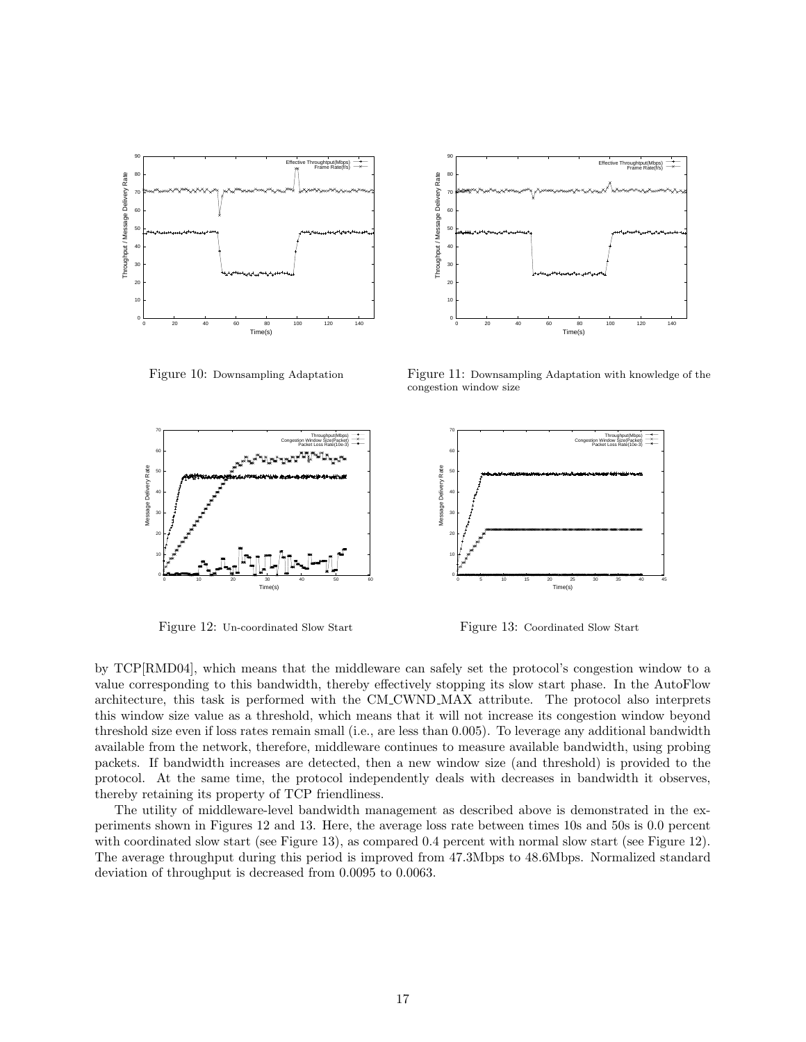Figure 10: Downsampling Adaptation

Figure 11: Downsampling Adaptation with knowledge of the congestion window size

Figure 12: Un-coordinated Slow Start

Figure 13: Coordinated Slow Start

by TCP[RMD04], which means that the middleware can safely set the protocol's congestion window to a value corresponding to this bandwidth, thereby effectively stopping its slow start phase. In the AutoFlow architecture, this task is performed with the CM_CWND_MAX attribute. The protocol also interprets this window size value as a threshold, which means that it will not increase its congestion window beyond threshold size even if loss rates remain small (i.e., are less than 0.005). To leverage any additional bandwidth available from the network, therefore, middleware continues to measure available bandwidth, using probing packets. If bandwidth increases are detected, then a new window size (and threshold) is provided to the protocol. At the same time, the protocol independently deals with decreases in bandwidth it observes, thereby retaining its property of TCP friendliness.

The utility of middleware-level bandwidth management as described above is demonstrated in the experiments shown in Figures 12 and 13. Here, the average loss rate between times 10s and 50s is 0.0 percent with coordinated slow start (see Figure 13), as compared 0.4 percent with normal slow start (see Figure 12). The average throughput during this period is improved from 47.3Mbps to 48.6Mbps. Normalized standard deviation of throughput is decreased from 0.0095 to 0.0063.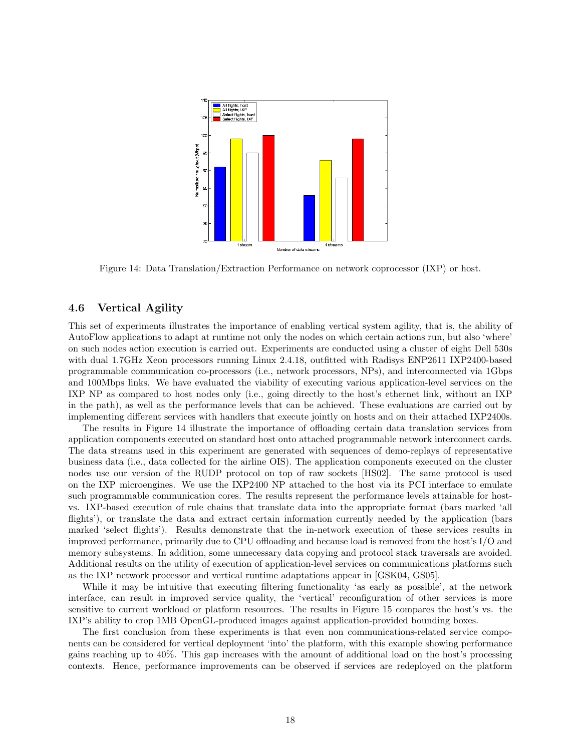Figure 14: Data Translation/Extraction Performance on network coprocessor (IXP) or host.

### 4.6 Vertical Agility

This set of experiments illustrates the importance of enabling vertical system agility, that is, the ability of AutoFlow applications to adapt at runtime not only the nodes on which certain actions run, but also 'where' on such nodes action execution is carried out. Experiments are conducted using a cluster of eight Dell 530s with dual 1.7GHz Xeon processors running Linux 2.4.18, outfitted with Radisys ENP2611 IXP2400-based programmable communication co-processors (i.e., network processors, NPs), and interconnected via 1Gbps and 100Mbps links. We have evaluated the viability of executing various application-level services on the IXP NP as compared to host nodes only (i.e., going directly to the host's ethernet link, without an IXP in the path), as well as the performance levels that can be achieved. These evaluations are carried out by implementing different services with handlers that execute jointly on hosts and on their attached IXP2400s.

The results in Figure 14 illustrate the importance of offloading certain data translation services from application components executed on standard host onto attached programmable network interconnect cards. The data streams used in this experiment are generated with sequences of demo-replays of representative business data (i.e., data collected for the airline OIS). The application components executed on the cluster nodes use our version of the RUDP protocol on top of raw sockets [HS02]. The same protocol is used on the IXP microengines. We use the IXP2400 NP attached to the host via its PCI interface to emulate such programmable communication cores. The results represent the performance levels attainable for host- vs. IXP-based execution of rule chains that translate data into the appropriate format (bars marked 'all flights'), or translate the data and extract certain information currently needed by the application (bars marked 'select flights'). Results demonstrate that the in-network execution of these services results in improved performance, primarily due to CPU offloading and because load is removed from the host's I/O and memory subsystems. In addition, some unnecessary data copying and protocol stack traversals are avoided. Additional results on the utility of execution of application-level services on communications platforms such as the IXP network processor and vertical runtime adaptations appear in [GSK04, GS05].

While it may be intuitive that executing filtering functionality 'as early as possible', at the network interface, can result in improved service quality, the 'vertical' reconfiguration of other services is more sensitive to current workload or platform resources. The results in Figure 15 compares the host's vs. the IXP's ability to crop 1MB OpenGL-produced images against application-provided bounding boxes.

The first conclusion from these experiments is that even non communications-related service components can be considered for vertical deployment 'into' the platform, with this example showing performance gains reaching up to 40%. This gap increases with the amount of additional load on the host's processing contexts. Hence, performance improvements can be observed if services are redeployed on the platform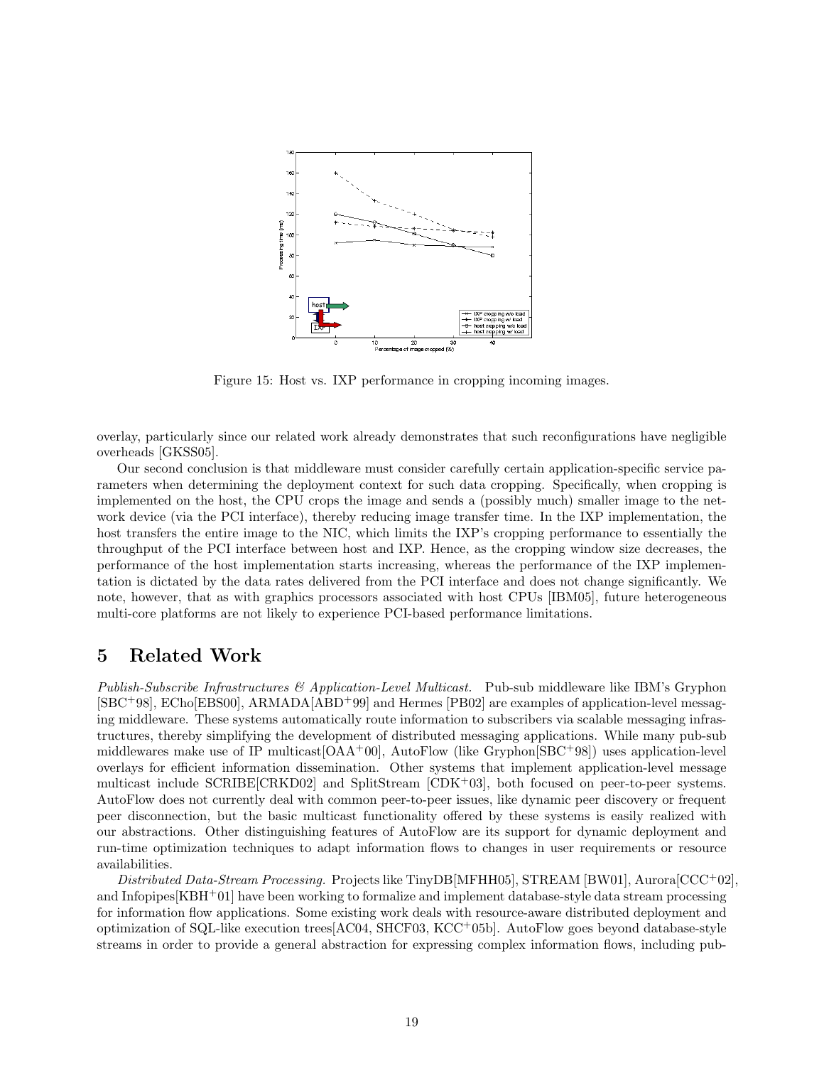Figure 15: Host vs. IXP performance in cropping incoming images.

overlay, particularly since our related work already demonstrates that such reconfigurations have negligible overheads [GKSS05].

Our second conclusion is that middleware must consider carefully certain application-specific service parameters when determining the deployment context for such data cropping. Specifically, when cropping is implemented on the host, the CPU crops the image and sends a (possibly much) smaller image to the network device (via the PCI interface), thereby reducing image transfer time. In the IXP implementation, the host transfers the entire image to the NIC, which limits the IXP's cropping performance to essentially the throughput of the PCI interface between host and IXP. Hence, as the cropping window size decreases, the performance of the host implementation starts increasing, whereas the performance of the IXP implementation is dictated by the data rates delivered from the PCI interface and does not change significantly. We note, however, that as with graphics processors associated with host CPUs [IBM05], future heterogeneous multi-core platforms are not likely to experience PCI-based performance limitations.

# 5 Related Work

*Publish-Subscribe Infrastructures & Application-Level Multicast.* Pub-sub middleware like IBM's Gryphon [SBC+98], ECho[EBS00], ARMADA[ABD+99] and Hermes [PB02] are examples of application-level messaging middleware. These systems automatically route information to subscribers via scalable messaging infrastructures, thereby simplifying the development of distributed messaging applications. While many pub-sub middlewares make use of IP multicast[OAA+00], AutoFlow (like Gryphon[SBC+98]) uses application-level overlays for efficient information dissemination. Other systems that implement application-level message multicast include SCRIBE[CRKD02] and SplitStream [CDK+03], both focused on peer-to-peer systems. AutoFlow does not currently deal with common peer-to-peer issues, like dynamic peer discovery or frequent peer disconnection, but the basic multicast functionality offered by these systems is easily realized with our abstractions. Other distinguishing features of AutoFlow are its support for dynamic deployment and run-time optimization techniques to adapt information flows to changes in user requirements or resource availabilities.

*Distributed Data-Stream Processing.* Projects like TinyDB[MFHH05], STREAM [BW01], Aurora[CCC+02], and Infopipes[KBH+01] have been working to formalize and implement database-style data stream processing for information flow applications. Some existing work deals with resource-aware distributed deployment and optimization of SQL-like execution trees[AC04, SHCF03, KCC+05b]. AutoFlow goes beyond database-style streams in order to provide a general abstraction for expressing complex information flows, including pub-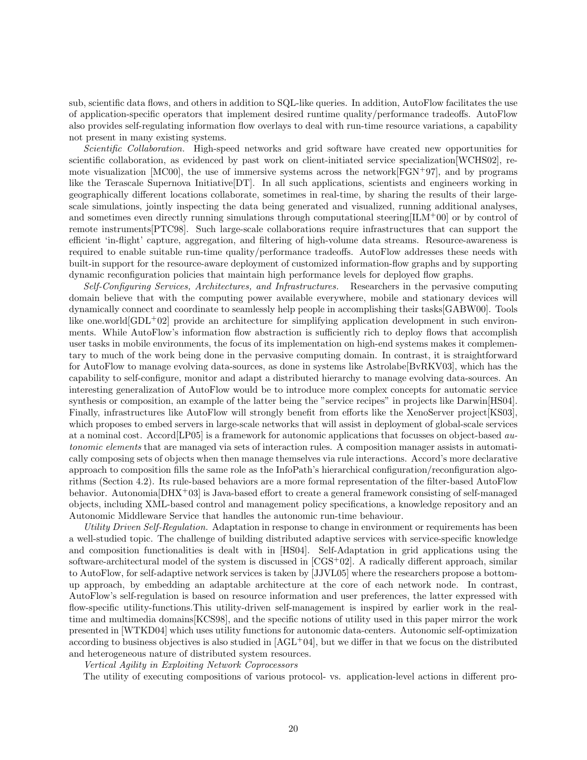sub, scientific data flows, and others in addition to SQL-like queries. In addition, AutoFlow facilitates the use of application-specific operators that implement desired runtime quality/performance tradeoffs. AutoFlow also provides self-regulating information flow overlays to deal with run-time resource variations, a capability not present in many existing systems.

*Scientific Collaboration.* High-speed networks and grid software have created new opportunities for scientific collaboration, as evidenced by past work on client-initiated service specialization[WCHS02], remote visualization [MC00], the use of immersive systems across the network[FGN+97], and by programs like the Terascale Supernova Initiative[DT]. In all such applications, scientists and engineers working in geographically different locations collaborate, sometimes in real-time, by sharing the results of their large-scale simulations, jointly inspecting the data being generated and visualized, running additional analyses, and sometimes even directly running simulations through computational steering[ILM+00] or by control of remote instruments[PTC98]. Such large-scale collaborations require infrastructures that can support the efficient 'in-flight' capture, aggregation, and filtering of high-volume data streams. Resource-awareness is required to enable suitable run-time quality/performance tradeoffs. AutoFlow addresses these needs with built-in support for the resource-aware deployment of customized information-flow graphs and by supporting dynamic reconfiguration policies that maintain high performance levels for deployed flow graphs.

*Self-Configuring Services, Architectures, and Infrastructures.* Researchers in the pervasive computing domain believe that with the computing power available everywhere, mobile and stationary devices will dynamically connect and coordinate to seamlessly help people in accomplishing their tasks[GABW00]. Tools like one.world[GDL+02] provide an architecture for simplifying application development in such environments. While AutoFlow's information flow abstraction is sufficiently rich to deploy flows that accomplish user tasks in mobile environments, the focus of its implementation on high-end systems makes it complementary to much of the work being done in the pervasive computing domain. In contrast, it is straightforward for AutoFlow to manage evolving data-sources, as done in systems like Astrolabe[BvRKV03], which has the capability to self-configure, monitor and adapt a distributed hierarchy to manage evolving data-sources. An interesting generalization of AutoFlow would be to introduce more complex concepts for automatic service synthesis or composition, an example of the latter being the "service recipes" in projects like Darwin[HS04]. Finally, infrastructures like AutoFlow will strongly benefit from efforts like the XenoServer project[KS03], which proposes to embed servers in large-scale networks that will assist in deployment of global-scale services at a nominal cost. Accord[LP05] is a framework for autonomic applications that focusses on object-based *autonomic elements* that are managed via sets of interaction rules. A composition manager assists in automatically composing sets of objects when then manage themselves via rule interactions. Accord's more declarative approach to composition fills the same role as the InfoPath's hierarchical configuration/reconfiguration algorithms (Section 4.2). Its rule-based behaviors are a more formal representation of the filter-based AutoFlow behavior. Autonomia[DHX+03] is Java-based effort to create a general framework consisting of self-managed objects, including XML-based control and management policy specifications, a knowledge repository and an Autonomic Middleware Service that handles the autonomic run-time behaviour.

*Utility Driven Self-Regulation.* Adaptation in response to change in environment or requirements has been a well-studied topic. The challenge of building distributed adaptive services with service-specific knowledge and composition functionalities is dealt with in [HS04]. Self-Adaptation in grid applications using the software-architectural model of the system is discussed in [CGS+02]. A radically different approach, similar to AutoFlow, for self-adaptive network services is taken by [JJVL05] where the researchers propose a bottom-up approach, by embedding an adaptable architecture at the core of each network node. In contrast, AutoFlow's self-regulation is based on resource information and user preferences, the latter expressed with flow-specific utility-functions.This utility-driven self-management is inspired by earlier work in the real-time and multimedia domains[KCS98], and the specific notions of utility used in this paper mirror the work presented in [WTKD04] which uses utility functions for autonomic data-centers. Autonomic self-optimization according to business objectives is also studied in [AGL+04], but we differ in that we focus on the distributed and heterogeneous nature of distributed system resources.

*Vertical Agility in Exploiting Network Coprocessors*

The utility of executing compositions of various protocol- vs. application-level actions in different pro-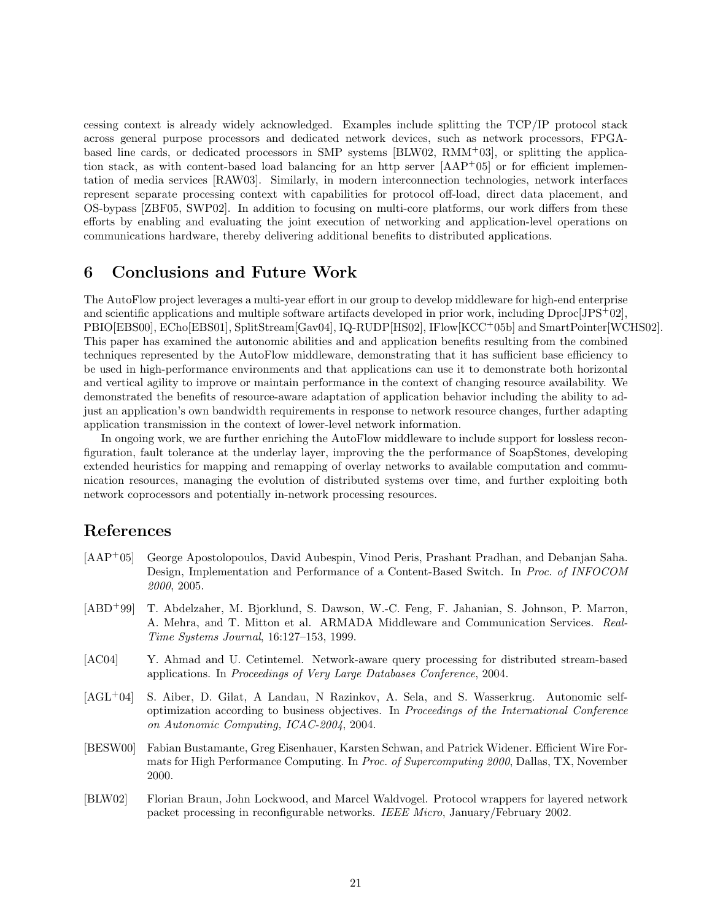cessing context is already widely acknowledged. Examples include splitting the TCP/IP protocol stack across general purpose processors and dedicated network devices, such as network processors, FPGA-based line cards, or dedicated processors in SMP systems [BLW02, RMM+03], or splitting the application stack, as with content-based load balancing for an http server [AAP+05] or for efficient implementation of media services [RAW03]. Similarly, in modern interconnection technologies, network interfaces represent separate processing context with capabilities for protocol off-load, direct data placement, and OS-bypass [ZBF05, SWP02]. In addition to focusing on multi-core platforms, our work differs from these efforts by enabling and evaluating the joint execution of networking and application-level operations on communications hardware, thereby delivering additional benefits to distributed applications.

## 6 Conclusions and Future Work

The AutoFlow project leverages a multi-year effort in our group to develop middleware for high-end enterprise and scientific applications and multiple software artifacts developed in prior work, including Dproc[JPS+02], PBIO[EBS00], ECho[EBS01], SplitStream[Gav04], IQ-RUDP[HS02], IFlow[KCC+05b] and SmartPointer[WCHS02]. This paper has examined the autonomic abilities and and application benefits resulting from the combined techniques represented by the AutoFlow middleware, demonstrating that it has sufficient base efficiency to be used in high-performance environments and that applications can use it to demonstrate both horizontal and vertical agility to improve or maintain performance in the context of changing resource availability. We demonstrated the benefits of resource-aware adaptation of application behavior including the ability to adjust an application's own bandwidth requirements in response to network resource changes, further adapting application transmission in the context of lower-level network information.

In ongoing work, we are further enriching the AutoFlow middleware to include support for lossless reconfiguration, fault tolerance at the underlay layer, improving the the performance of SoapStones, developing extended heuristics for mapping and remapping of overlay networks to available computation and communication resources, managing the evolution of distributed systems over time, and further exploiting both network coprocessors and potentially in-network processing resources.

## References

[AAP+05] George Apostolopoulos, David Aubespin, Vinod Peris, Prashant Pradhan, and Debanjan Saha. Design, Implementation and Performance of a Content-Based Switch. In *Proc. of INFOCOM 2000*, 2005.

[ABD+99] T. Abdelzaher, M. Bjorklund, S. Dawson, W.-C. Feng, F. Jahanian, S. Johnson, P. Marron, A. Mehra, and T. Mitton et al. ARMADA Middleware and Communication Services. *Real-Time Systems Journal*, 16:127–153, 1999.

[AC04] Y. Ahmad and U. Cetintemel. Network-aware query processing for distributed stream-based applications. In *Proceedings of Very Large Databases Conference*, 2004.

[AGL+04] S. Aiber, D. Gilat, A Landau, N Razinkov, A. Sela, and S. Wasserkrug. Autonomic self-optimization according to business objectives. In *Proceedings of the International Conference on Autonomic Computing, ICAC-2004*, 2004.

[BESW00] Fabian Bustamante, Greg Eisenhauer, Karsten Schwan, and Patrick Widener. Efficient Wire Formats for High Performance Computing. In *Proc. of Supercomputing 2000*, Dallas, TX, November 2000.

[BLW02] Florian Braun, John Lockwood, and Marcel Waldvogel. Protocol wrappers for layered network packet processing in reconfigurable networks. *IEEE Micro*, January/February 2002.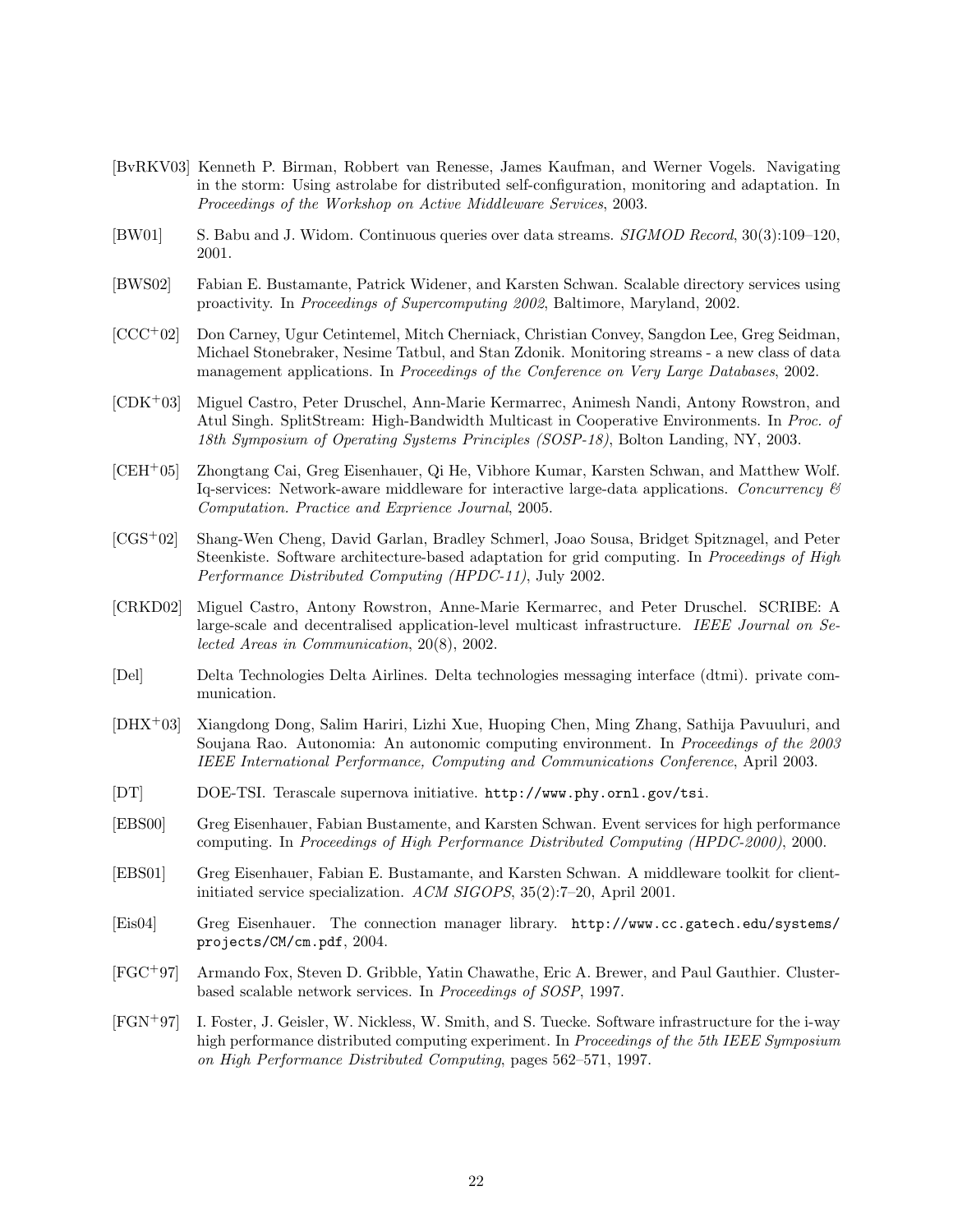[BvRKV03] Kenneth P. Birman, Robbert van Renesse, James Kaufman, and Werner Vogels. Navigating in the storm: Using astrolabe for distributed self-configuration, monitoring and adaptation. In *Proceedings of the Workshop on Active Middleware Services*, 2003.

[BW01] S. Babu and J. Widom. Continuous queries over data streams. *SIGMOD Record*, 30(3):109–120, 2001.

[BWS02] Fabian E. Bustamante, Patrick Widener, and Karsten Schwan. Scalable directory services using proactivity. In *Proceedings of Supercomputing 2002*, Baltimore, Maryland, 2002.

[CCC+02] Don Carney, Ugur Cetintemel, Mitch Cherniack, Christian Convey, Sangdon Lee, Greg Seidman, Michael Stonebraker, Nesime Tatbul, and Stan Zdonik. Monitoring streams - a new class of data management applications. In *Proceedings of the Conference on Very Large Databases*, 2002.

[CDK+03] Miguel Castro, Peter Druschel, Ann-Marie Kermarrec, Animesh Nandi, Antony Rowstron, and Atul Singh. SplitStream: High-Bandwidth Multicast in Cooperative Environments. In *Proc. of 18th Symposium of Operating Systems Principles (SOSP-18)*, Bolton Landing, NY, 2003.

[CEH+05] Zhongtang Cai, Greg Eisenhauer, Qi He, Vibhore Kumar, Karsten Schwan, and Matthew Wolf. Iq-services: Network-aware middleware for interactive large-data applications. *Concurrency & Computation. Practice and Exprience Journal*, 2005.

[CGS+02] Shang-Wen Cheng, David Garlan, Bradley Schmerl, Joao Sousa, Bridget Spitznagel, and Peter Steenkiste. Software architecture-based adaptation for grid computing. In *Proceedings of High Performance Distributed Computing (HPDC-11)*, July 2002.

[CRKD02] Miguel Castro, Antony Rowstron, Anne-Marie Kermarrec, and Peter Druschel. SCRIBE: A large-scale and decentralised application-level multicast infrastructure. *IEEE Journal on Selected Areas in Communication*, 20(8), 2002.

[Del] Delta Technologies Delta Airlines. Delta technologies messaging interface (dtmi). private communication.

[DHX+03] Xiangdong Dong, Salim Hariri, Lizhi Xue, Huoping Chen, Ming Zhang, Sathija Pavuuluri, and Soujana Rao. Autonomia: An autonomic computing environment. In *Proceedings of the 2003 IEEE International Performance, Computing and Communications Conference*, April 2003.

[DT] DOE-TSI. Terascale supernova initiative. `http://www.phy.ornl.gov/tsi`.

[EBS00] Greg Eisenhauer, Fabian Bustamente, and Karsten Schwan. Event services for high performance computing. In *Proceedings of High Performance Distributed Computing (HPDC-2000)*, 2000.

[EBS01] Greg Eisenhauer, Fabian E. Bustamante, and Karsten Schwan. A middleware toolkit for client-initiated service specialization. *ACM SIGOPS*, 35(2):7–20, April 2001.

[Eis04] Greg Eisenhauer. The connection manager library. `http://www.cc.gatech.edu/systems/projects/CM/cm.pdf`, 2004.

[FGC+97] Armando Fox, Steven D. Gribble, Yatin Chawathe, Eric A. Brewer, and Paul Gauthier. Cluster-based scalable network services. In *Proceedings of SOSP*, 1997.

[FGN+97] I. Foster, J. Geisler, W. Nickless, W. Smith, and S. Tuecke. Software infrastructure for the i-way high performance distributed computing experiment. In *Proceedings of the 5th IEEE Symposium on High Performance Distributed Computing*, pages 562–571, 1997.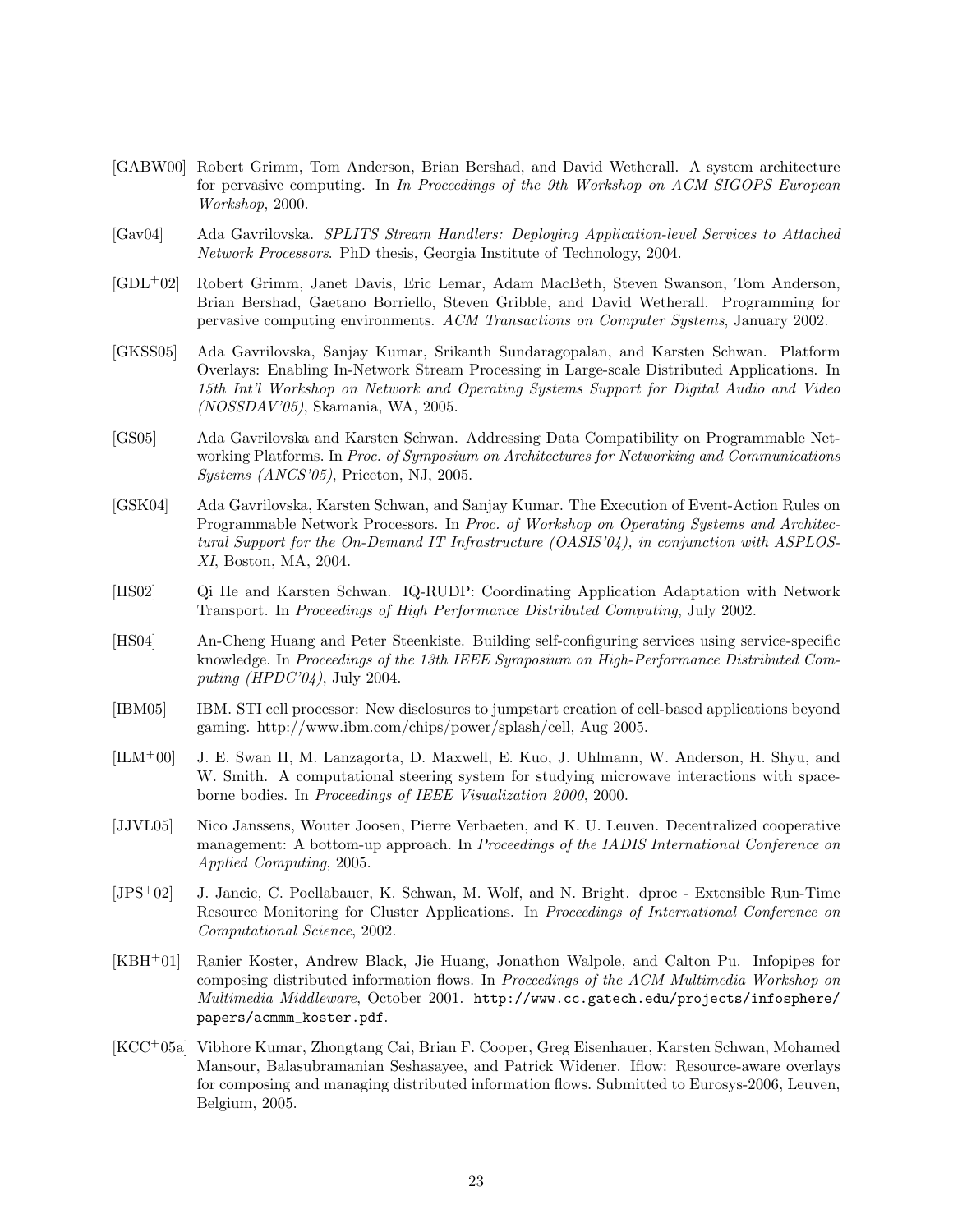[GABW00] Robert Grimm, Tom Anderson, Brian Bershad, and David Wetherall. A system architecture for pervasive computing. In *In Proceedings of the 9th Workshop on ACM SIGOPS European Workshop*, 2000.

[Gav04] Ada Gavrilovska. *SPLITS Stream Handlers: Deploying Application-level Services to Attached Network Processors*. PhD thesis, Georgia Institute of Technology, 2004.

[GDL+02] Robert Grimm, Janet Davis, Eric Lemar, Adam MacBeth, Steven Swanson, Tom Anderson, Brian Bershad, Gaetano Borriello, Steven Gribble, and David Wetherall. Programming for pervasive computing environments. *ACM Transactions on Computer Systems*, January 2002.

[GKSS05] Ada Gavrilovska, Sanjay Kumar, Srikanth Sundaragopalan, and Karsten Schwan. Platform Overlays: Enabling In-Network Stream Processing in Large-scale Distributed Applications. In *15th Int'l Workshop on Network and Operating Systems Support for Digital Audio and Video (NOSSDAV'05)*, Skamania, WA, 2005.

[GS05] Ada Gavrilovska and Karsten Schwan. Addressing Data Compatibility on Programmable Networking Platforms. In *Proc. of Symposium on Architectures for Networking and Communications Systems (ANCS'05)*, Priceton, NJ, 2005.

[GSK04] Ada Gavrilovska, Karsten Schwan, and Sanjay Kumar. The Execution of Event-Action Rules on Programmable Network Processors. In *Proc. of Workshop on Operating Systems and Architectural Support for the On-Demand IT Infrastructure (OASIS'04), in conjunction with ASPLOS-XI*, Boston, MA, 2004.

[HS02] Qi He and Karsten Schwan. IQ-RUDP: Coordinating Application Adaptation with Network Transport. In *Proceedings of High Performance Distributed Computing*, July 2002.

[HS04] An-Cheng Huang and Peter Steenkiste. Building self-configuring services using service-specific knowledge. In *Proceedings of the 13th IEEE Symposium on High-Performance Distributed Computing (HPDC'04)*, July 2004.

[IBM05] IBM. STI cell processor: New disclosures to jumpstart creation of cell-based applications beyond gaming. http://www.ibm.com/chips/power/splash/cell, Aug 2005.

[ILM+00] J. E. Swan II, M. Lanzagorta, D. Maxwell, E. Kuo, J. Uhlmann, W. Anderson, H. Shyu, and W. Smith. A computational steering system for studying microwave interactions with space-borne bodies. In *Proceedings of IEEE Visualization 2000*, 2000.

[JJVL05] Nico Janssens, Wouter Joosen, Pierre Verbaeten, and K. U. Leuven. Decentralized cooperative management: A bottom-up approach. In *Proceedings of the IADIS International Conference on Applied Computing*, 2005.

[JPS+02] J. Jancic, C. Poellabauer, K. Schwan, M. Wolf, and N. Bright. dproc - Extensible Run-Time Resource Monitoring for Cluster Applications. In *Proceedings of International Conference on Computational Science*, 2002.

[KBH+01] Ranier Koster, Andrew Black, Jie Huang, Jonathon Walpole, and Calton Pu. Infopipes for composing distributed information flows. In *Proceedings of the ACM Multimedia Workshop on Multimedia Middleware*, October 2001. `http://www.cc.gatech.edu/projects/infosphere/papers/acmmm_koster.pdf`.

[KCC+05a] Vibhore Kumar, Zhongtang Cai, Brian F. Cooper, Greg Eisenhauer, Karsten Schwan, Mohamed Mansour, Balasubramanian Seshasayee, and Patrick Widener. Iflow: Resource-aware overlays for composing and managing distributed information flows. Submitted to Eurosys-2006, Leuven, Belgium, 2005.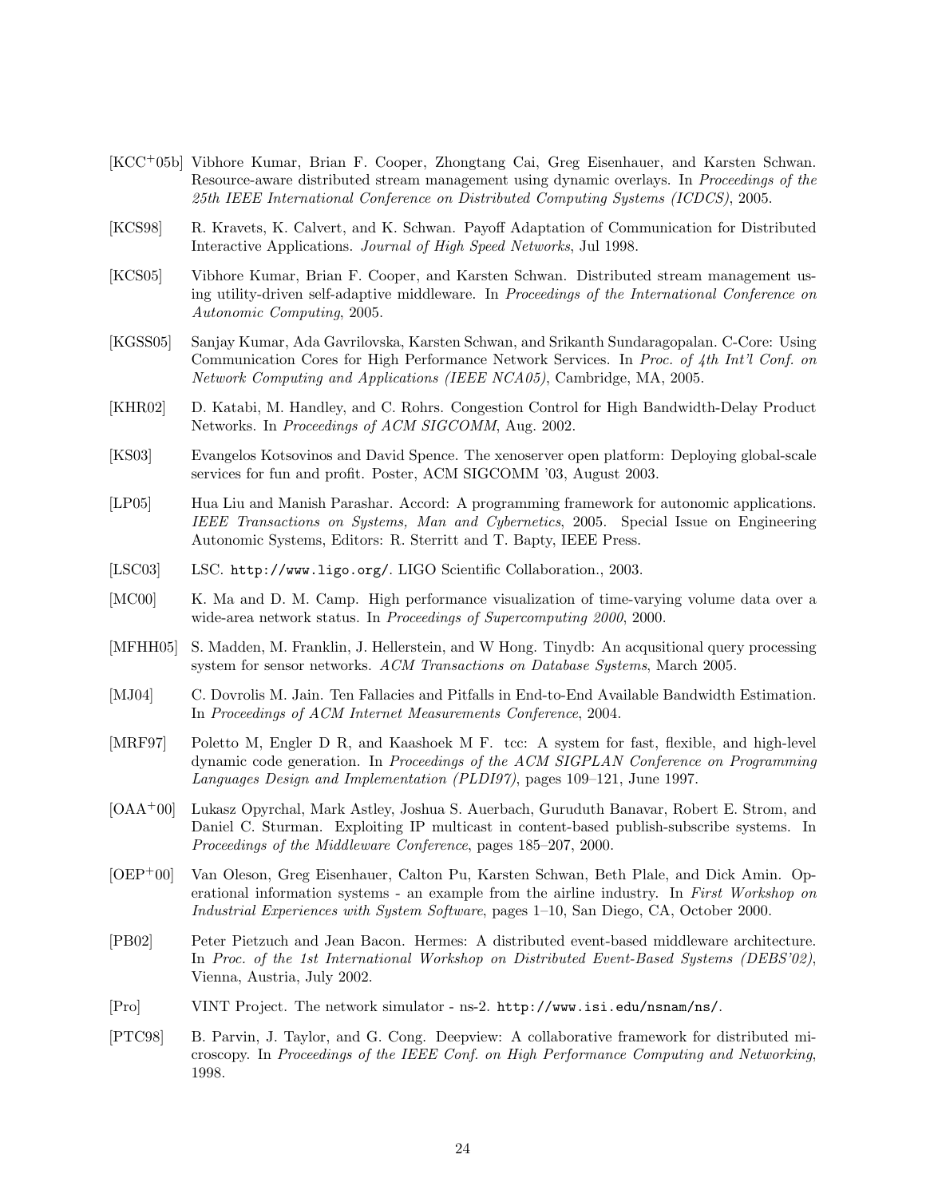[KCC[+]05b] Vibhore Kumar, Brian F. Cooper, Zhongtang Cai, Greg Eisenhauer, and Karsten Schwan. Resource-aware distributed stream management using dynamic overlays. In *Proceedings of the 25th IEEE International Conference on Distributed Computing Systems (ICDCS)*, 2005.

[KCS98] R. Kravets, K. Calvert, and K. Schwan. Payoff Adaptation of Communication for Distributed Interactive Applications. *Journal of High Speed Networks*, Jul 1998.

[KCS05] Vibhore Kumar, Brian F. Cooper, and Karsten Schwan. Distributed stream management using utility-driven self-adaptive middleware. In *Proceedings of the International Conference on Autonomic Computing*, 2005.

[KGSS05] Sanjay Kumar, Ada Gavrilovska, Karsten Schwan, and Srikanth Sundaragopalan. C-Core: Using Communication Cores for High Performance Network Services. In *Proc. of 4th Int'l Conf. on Network Computing and Applications (IEEE NCA05)*, Cambridge, MA, 2005.

[KHR02] D. Katabi, M. Handley, and C. Rohrs. Congestion Control for High Bandwidth-Delay Product Networks. In *Proceedings of ACM SIGCOMM*, Aug. 2002.

[KS03] Evangelos Kotsovinos and David Spence. The xenoserver open platform: Deploying global-scale services for fun and profit. Poster, ACM SIGCOMM '03, August 2003.

[LP05] Hua Liu and Manish Parashar. Accord: A programming framework for autonomic applications. *IEEE Transactions on Systems, Man and Cybernetics*, 2005. Special Issue on Engineering Autonomic Systems, Editors: R. Sterritt and T. Bapty, IEEE Press.

[LSC03] LSC. `http://www.ligo.org/`. LIGO Scientific Collaboration., 2003.

[MC00] K. Ma and D. M. Camp. High performance visualization of time-varying volume data over a wide-area network status. In *Proceedings of Supercomputing 2000*, 2000.

[MFHH05] S. Madden, M. Franklin, J. Hellerstein, and W Hong. Tinydb: An acqusitional query processing system for sensor networks. *ACM Transactions on Database Systems*, March 2005.

[MJ04] C. Dovrolis M. Jain. Ten Fallacies and Pitfalls in End-to-End Available Bandwidth Estimation. In *Proceedings of ACM Internet Measurements Conference*, 2004.

[MRF97] Poletto M, Engler D R, and Kaashoek M F. tcc: A system for fast, flexible, and high-level dynamic code generation. In *Proceedings of the ACM SIGPLAN Conference on Programming Languages Design and Implementation (PLDI97)*, pages 109–121, June 1997.

[OAA[+]00] Lukasz Opyrchal, Mark Astley, Joshua S. Auerbach, Guruduth Banavar, Robert E. Strom, and Daniel C. Sturman. Exploiting IP multicast in content-based publish-subscribe systems. In *Proceedings of the Middleware Conference*, pages 185–207, 2000.

[OEP[+]00] Van Oleson, Greg Eisenhauer, Calton Pu, Karsten Schwan, Beth Plale, and Dick Amin. Operational information systems - an example from the airline industry. In *First Workshop on Industrial Experiences with System Software*, pages 1–10, San Diego, CA, October 2000.

[PB02] Peter Pietzuch and Jean Bacon. Hermes: A distributed event-based middleware architecture. In *Proc. of the 1st International Workshop on Distributed Event-Based Systems (DEBS'02)*, Vienna, Austria, July 2002.

[Pro] VINT Project. The network simulator - ns-2. `http://www.isi.edu/nsnam/ns/`.

[PTC98] B. Parvin, J. Taylor, and G. Cong. Deepview: A collaborative framework for distributed microscopy. In *Proceedings of the IEEE Conf. on High Performance Computing and Networking*, 1998.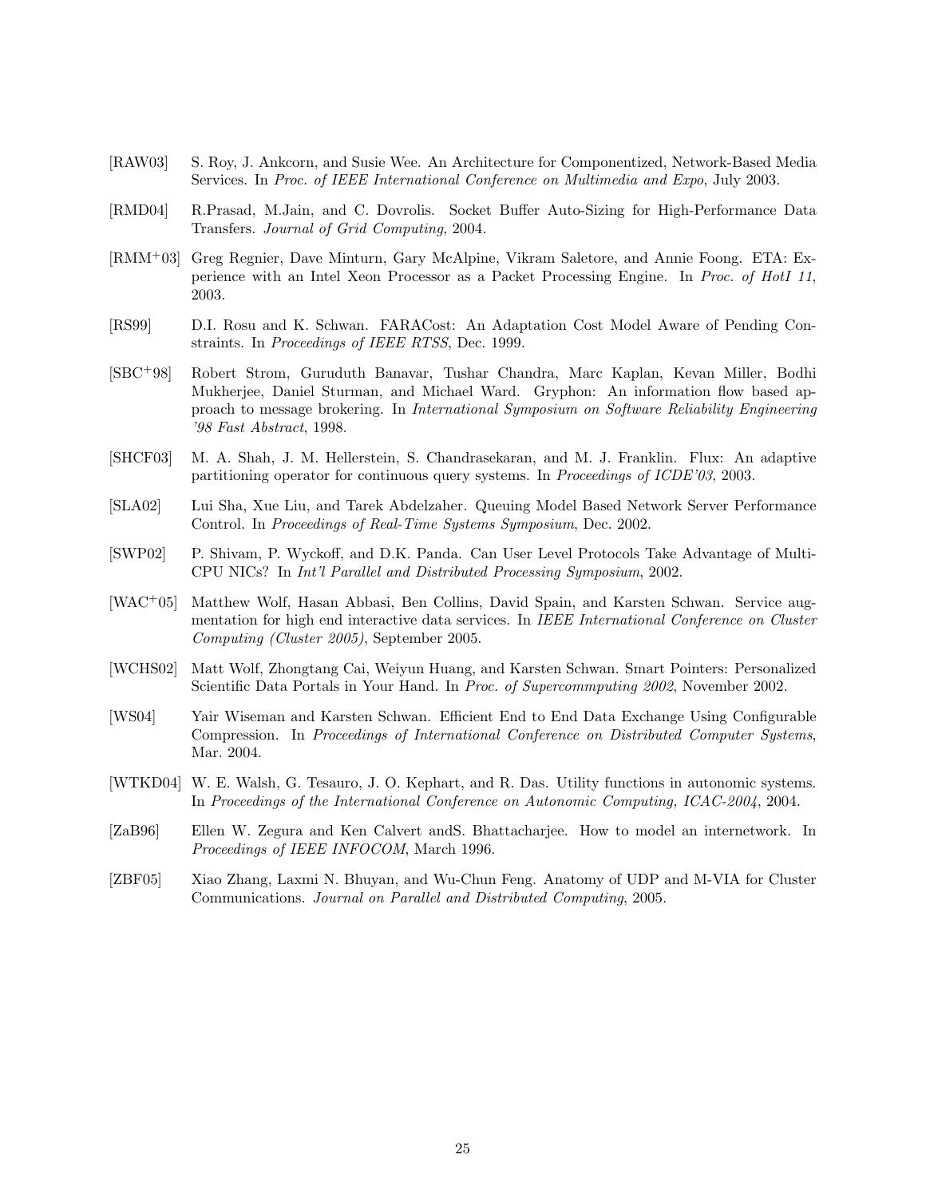[RAW03] S. Roy, J. Ankcorn, and Susie Wee. An Architecture for Componentized, Network-Based Media Services. In *Proc. of IEEE International Conference on Multimedia and Expo*, July 2003.

[RMD04] R.Prasad, M.Jain, and C. Dovrolis. Socket Buffer Auto-Sizing for High-Performance Data Transfers. *Journal of Grid Computing*, 2004.

[RMM+03] Greg Regnier, Dave Minturn, Gary McAlpine, Vikram Saletore, and Annie Foong. ETA: Experience with an Intel Xeon Processor as a Packet Processing Engine. In *Proc. of HotI 11*, 2003.

[RS99] D.I. Rosu and K. Schwan. FARACost: An Adaptation Cost Model Aware of Pending Constraints. In *Proceedings of IEEE RTSS*, Dec. 1999.

[SBC+98] Robert Strom, Guruduth Banavar, Tushar Chandra, Marc Kaplan, Kevan Miller, Bodhi Mukherjee, Daniel Sturman, and Michael Ward. Gryphon: An information flow based approach to message brokering. In *International Symposium on Software Reliability Engineering '98 Fast Abstract*, 1998.

[SHCF03] M. A. Shah, J. M. Hellerstein, S. Chandrasekaran, and M. J. Franklin. Flux: An adaptive partitioning operator for continuous query systems. In *Proceedings of ICDE'03*, 2003.

[SLA02] Lui Sha, Xue Liu, and Tarek Abdelzaher. Queuing Model Based Network Server Performance Control. In *Proceedings of Real-Time Systems Symposium*, Dec. 2002.

[SWP02] P. Shivam, P. Wyckoff, and D.K. Panda. Can User Level Protocols Take Advantage of Multi-CPU NICs? In *Int'l Parallel and Distributed Processing Symposium*, 2002.

[WAC+05] Matthew Wolf, Hasan Abbasi, Ben Collins, David Spain, and Karsten Schwan. Service augmentation for high end interactive data services. In *IEEE International Conference on Cluster Computing (Cluster 2005)*, September 2005.

[WCHS02] Matt Wolf, Zhongtang Cai, Weiyun Huang, and Karsten Schwan. Smart Pointers: Personalized Scientific Data Portals in Your Hand. In *Proc. of Supercommputing 2002*, November 2002.

[WS04] Yair Wiseman and Karsten Schwan. Efficient End to End Data Exchange Using Configurable Compression. In *Proceedings of International Conference on Distributed Computer Systems*, Mar. 2004.

[WTKD04] W. E. Walsh, G. Tesauro, J. O. Kephart, and R. Das. Utility functions in autonomic systems. In *Proceedings of the International Conference on Autonomic Computing, ICAC-2004*, 2004.

[ZaB96] Ellen W. Zegura and Ken Calvert andS. Bhattacharjee. How to model an internetwork. In *Proceedings of IEEE INFOCOM*, March 1996.

[ZBF05] Xiao Zhang, Laxmi N. Bhuyan, and Wu-Chun Feng. Anatomy of UDP and M-VIA for Cluster Communications. *Journal on Parallel and Distributed Computing*, 2005.